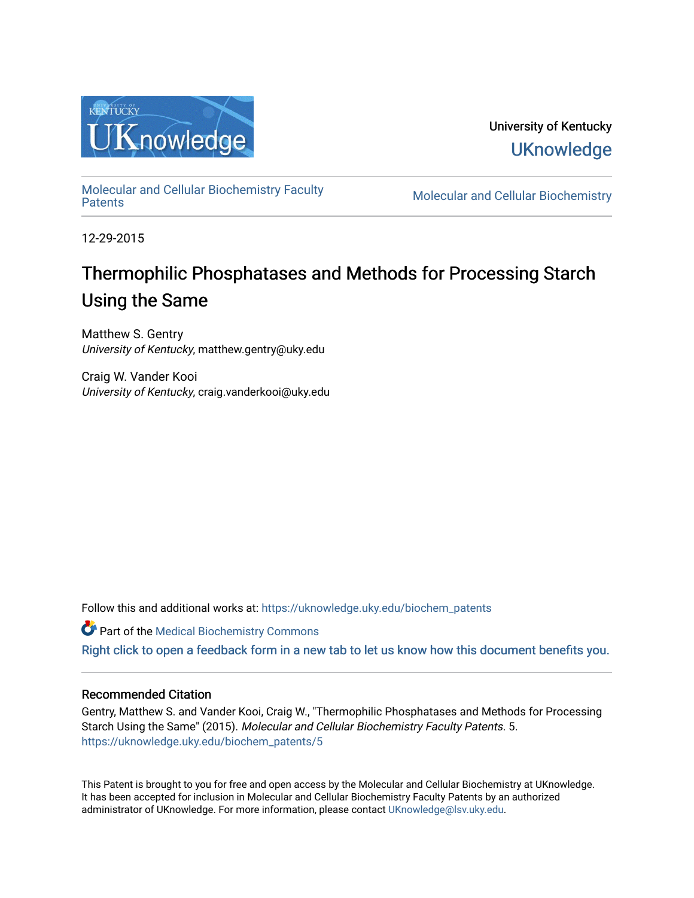University of Kentucky

UKnowledge

Molecular and Cellular Biochemistry Faculty Patents

Molecular and Cellular Biochemistry

12-29-2015

# Thermophilic Phosphatases and Methods for Processing Starch Using the Same

Matthew S. Gentry
*University of Kentucky*, matthew.gentry@uky.edu

Craig W. Vander Kooi
*University of Kentucky*, craig.vanderkooi@uky.edu

Follow this and additional works at: https://uknowledge.uky.edu/biochem_patents

Part of the Medical Biochemistry Commons

Right click to open a feedback form in a new tab to let us know how this document benefits you.

### Recommended Citation

Gentry, Matthew S. and Vander Kooi, Craig W., "Thermophilic Phosphatases and Methods for Processing Starch Using the Same" (2015). *Molecular and Cellular Biochemistry Faculty Patents*. 5.
https://uknowledge.uky.edu/biochem_patents/5

This Patent is brought to you for free and open access by the Molecular and Cellular Biochemistry at UKnowledge. It has been accepted for inclusion in Molecular and Cellular Biochemistry Faculty Patents by an authorized administrator of UKnowledge. For more information, please contact UKnowledge@lsv.uky.edu.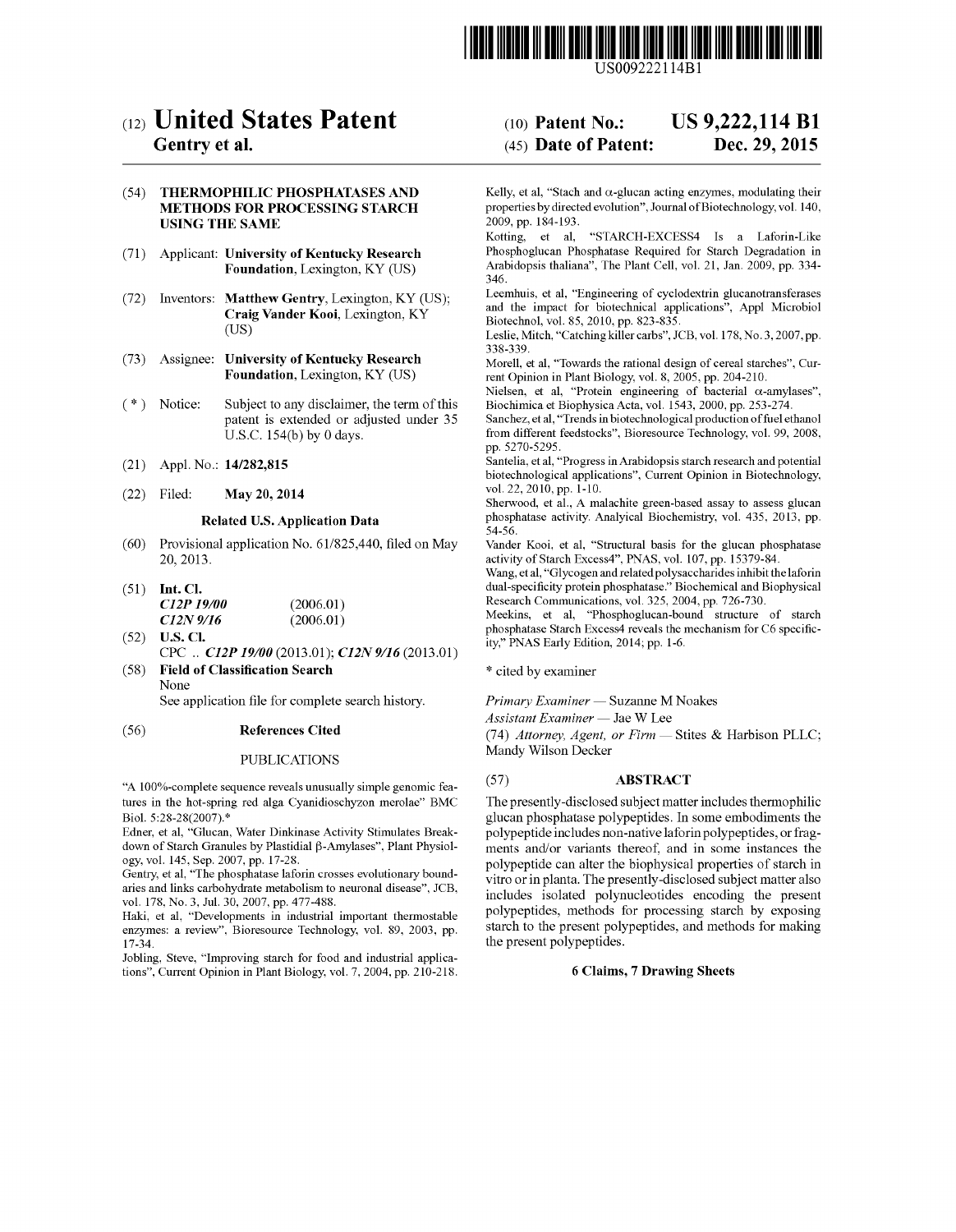US009222114B1

# (12) United States Patent
**Gentry et al.**

(10) **Patent No.: US 9,222,114 B1**

(45) **Date of Patent: Dec. 29, 2015**

(54) **THERMOPHILIC PHOSPHATASES AND METHODS FOR PROCESSING STARCH USING THE SAME**

(71) Applicant: **University of Kentucky Research Foundation**, Lexington, KY (US)

(72) Inventors: **Matthew Gentry**, Lexington, KY (US); **Craig Vander Kooi**, Lexington, KY (US)

(73) Assignee: **University of Kentucky Research Foundation**, Lexington, KY (US)

( * ) Notice: Subject to any disclaimer, the term of this patent is extended or adjusted under 35 U.S.C. 154(b) by 0 days.

(21) Appl. No.: **14/282,815**

(22) Filed: **May 20, 2014**

**Related U.S. Application Data**

(60) Provisional application No. 61/825,440, filed on May 20, 2013.

(51) **Int. Cl.**
*C12P 19/00* (2006.01)
*C12N 9/16* (2006.01)

(52) **U.S. Cl.**
CPC .. ***C12P 19/00*** (2013.01); ***C12N 9/16*** (2013.01)

(58) **Field of Classification Search**
None
See application file for complete search history.

(56) **References Cited**

PUBLICATIONS

"A 100%-complete sequence reveals unusually simple genomic features in the hot-spring red alga Cyanidioschyzon merolae" BMC Biol. 5:28-28(2007).*

Edner, et al, "Glucan, Water Dinkinase Activity Stimulates Breakdown of Starch Granules by Plastidial β-Amylases", Plant Physiology, vol. 145, Sep. 2007, pp. 17-28.

Gentry, et al, "The phosphatase laforin crosses evolutionary boundaries and links carbohydrate metabolism to neuronal disease", JCB, vol. 178, No. 3, Jul. 30, 2007, pp. 477-488.

Haki, et al, "Developments in industrial important thermostable enzymes: a review", Bioresource Technology, vol. 89, 2003, pp. 17-34.

Jobling, Steve, "Improving starch for food and industrial applications", Current Opinion in Plant Biology, vol. 7, 2004, pp. 210-218.

Kelly, et al, "Stach and α-glucan acting enzymes, modulating their properties by directed evolution", Journal of Biotechnology, vol. 140, 2009, pp. 184-193.

Kotting, et al, "STARCH-EXCESS4 Is a Laforin-Like Phosphoglucan Phosphatase Required for Starch Degradation in Arabidopsis thaliana", The Plant Cell, vol. 21, Jan. 2009, pp. 334-346.

Leemhuis, et al, "Engineering of cyclodextrin glucanotransferases and the impact for biotechnical applications", Appl Microbiol Biotechnol, vol. 85, 2010, pp. 823-835.

Leslie, Mitch, "Catching killer carbs", JCB, vol. 178, No. 3, 2007, pp. 338-339.

Morell, et al, "Towards the rational design of cereal starches", Current Opinion in Plant Biology, vol. 8, 2005, pp. 204-210.

Nielsen, et al, "Protein engineering of bacterial α-amylases", Biochimica et Biophysica Acta, vol. 1543, 2000, pp. 253-274.

Sanchez, et al, "Trends in biotechnological production of fuel ethanol from different feedstocks", Bioresource Technology, vol. 99, 2008, pp. 5270-5295.

Santelia, et al, "Progress in Arabidopsis starch research and potential biotechnological applications", Current Opinion in Biotechnology, vol. 22, 2010, pp. 1-10.

Sherwood, et al., A malachite green-based assay to assess glucan phosphatase activity. Analyical Biochemistry, vol. 435, 2013, pp. 54-56.

Vander Kooi, et al, "Structural basis for the glucan phosphatase activity of Starch Excess4", PNAS, vol. 107, pp. 15379-84.

Wang, et al, "Glycogen and related polysaccharides inhibit the laforin dual-specificity protein phosphatase." Biochemical and Biophysical Research Communications, vol. 325, 2004, pp. 726-730.

Meekins, et al, "Phosphoglucan-bound structure of starch phosphatase Starch Excess4 reveals the mechanism for C6 specificity," PNAS Early Edition, 2014; pp. 1-6.

\* cited by examiner

*Primary Examiner* — Suzanne M Noakes
*Assistant Examiner* — Jae W Lee
(74) *Attorney, Agent, or Firm* — Stites & Harbison PLLC; Mandy Wilson Decker

(57) **ABSTRACT**

The presently-disclosed subject matter includes thermophilic glucan phosphatase polypeptides. In some embodiments the polypeptide includes non-native laforin polypeptides, or fragments and/or variants thereof, and in some instances the polypeptide can alter the biophysical properties of starch in vitro or in planta. The presently-disclosed subject matter also includes isolated polynucleotides encoding the present polypeptides, methods for processing starch by exposing starch to the present polypeptides, and methods for making the present polypeptides.

**6 Claims, 7 Drawing Sheets**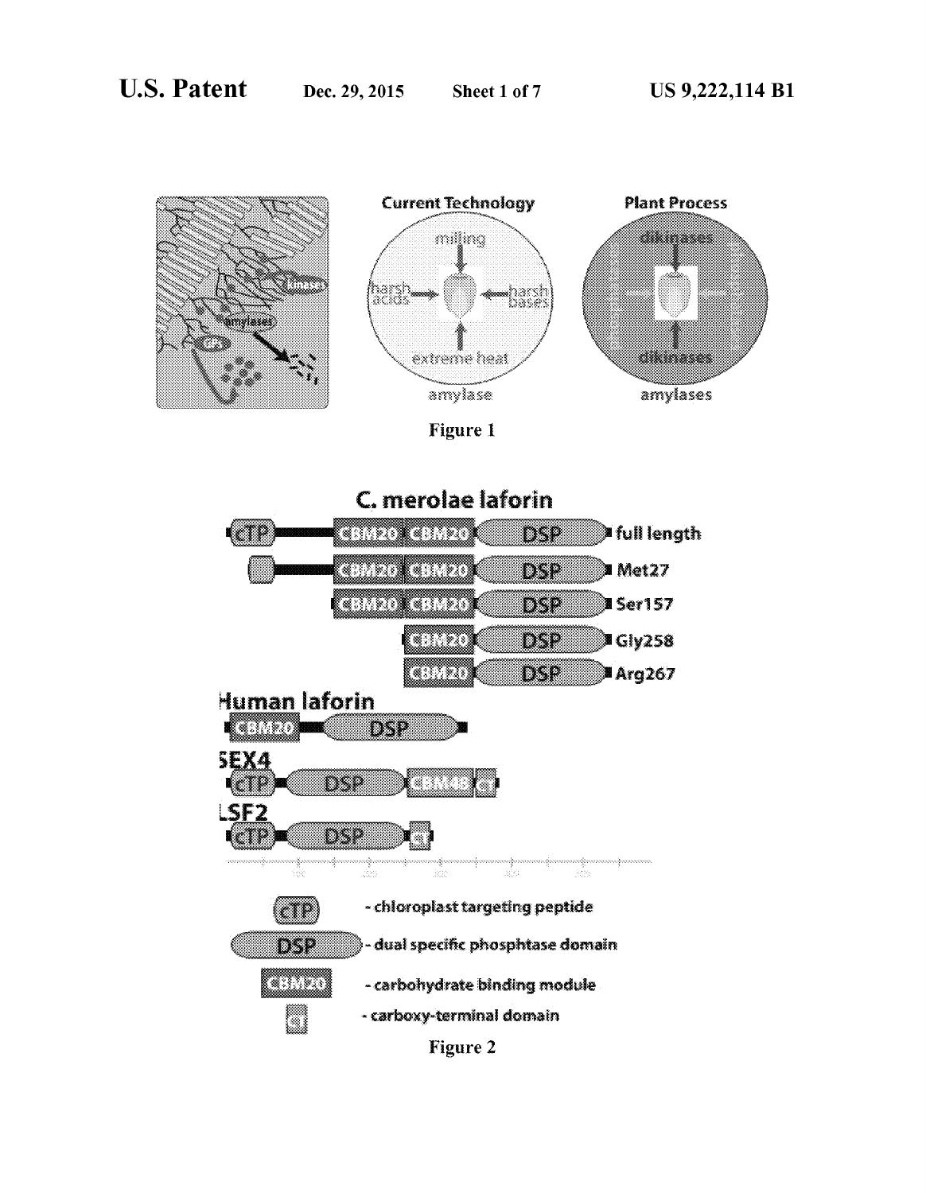Figure 1

Figure 2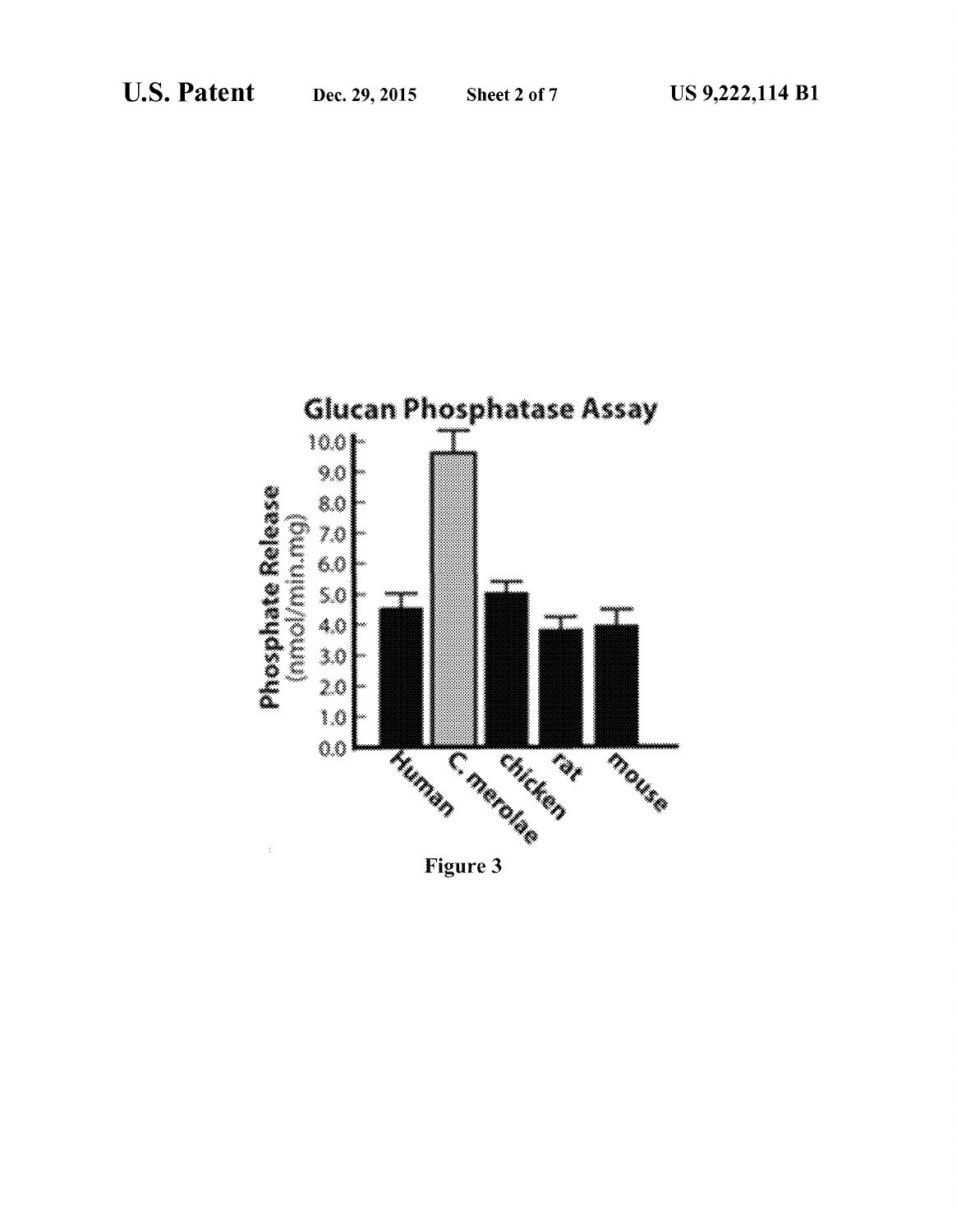**Glucan Phosphatase Assay**

Phosphate Release (nmol/min.mg)

10.0
9.0
8.0
7.0
6.0
5.0
4.0
3.0
2.0
1.0
0.0

Human | C. merolae | chicken | rat | mouse

Figure 3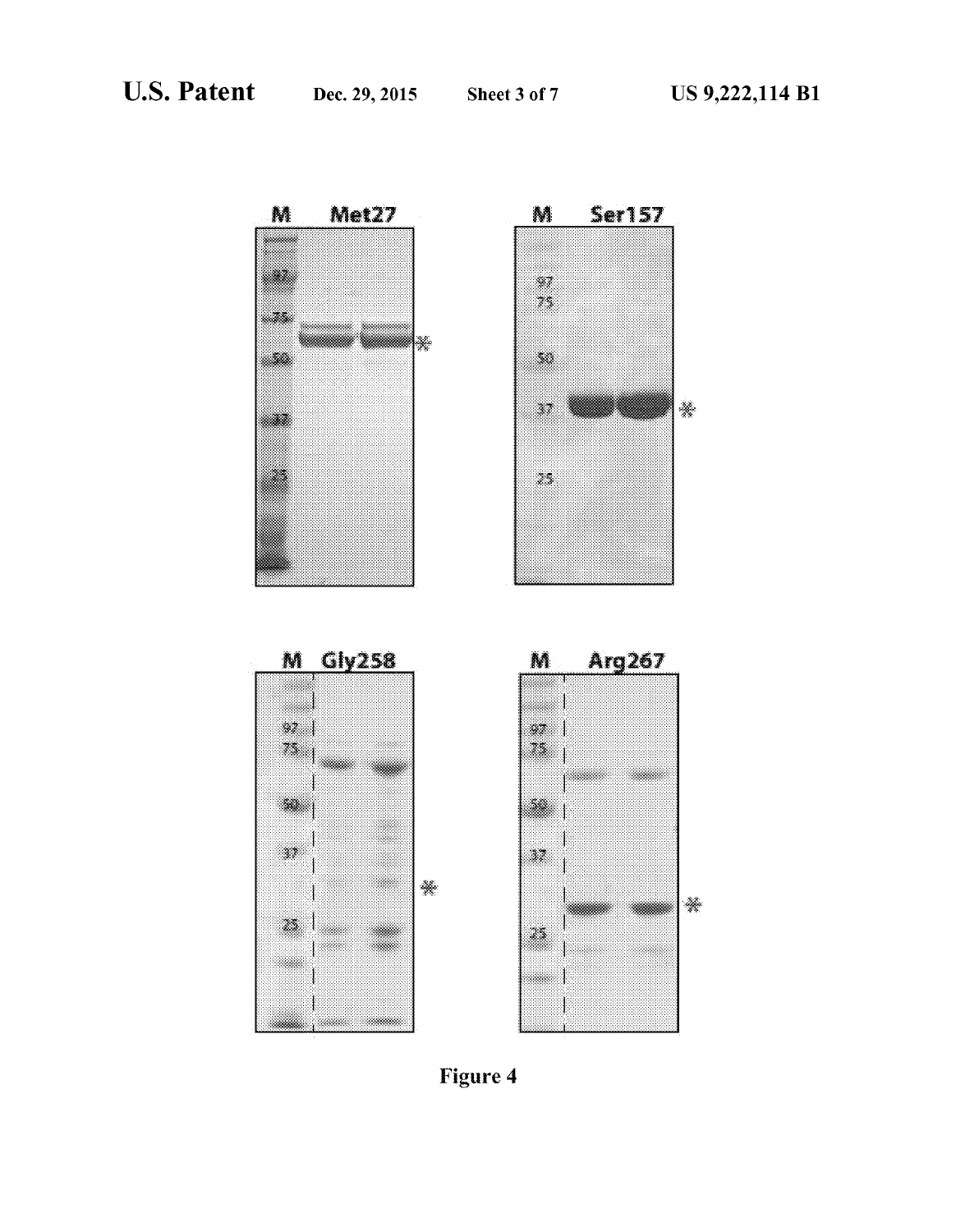| M | Met27 |
|---|---|
| 97 | |
| 75 | |
| 50 | |
| 37 | |
| 25 | |

| M | Ser157 |
|---|---|
| 97 | |
| 75 | |
| 50 | |
| 37 | |
| 25 | |

| M | Gly258 |
|---|---|
| 97 | |
| 75 | |
| 50 | |
| 37 | |
| 25 | |

| M | Arg267 |
|---|---|
| 97 | |
| 75 | |
| 50 | |
| 37 | |
| 25 | |

Figure 4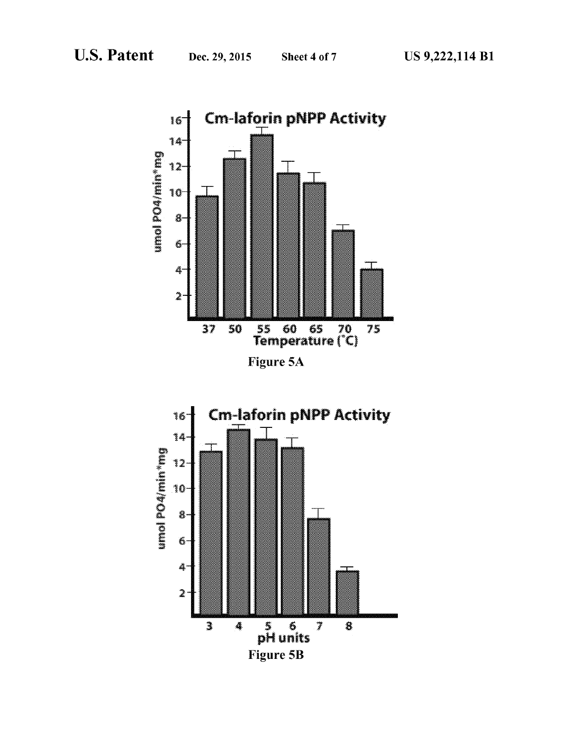Cm-laforin pNPP Activity

Figure 5A

Cm-laforin pNPP Activity

Figure 5B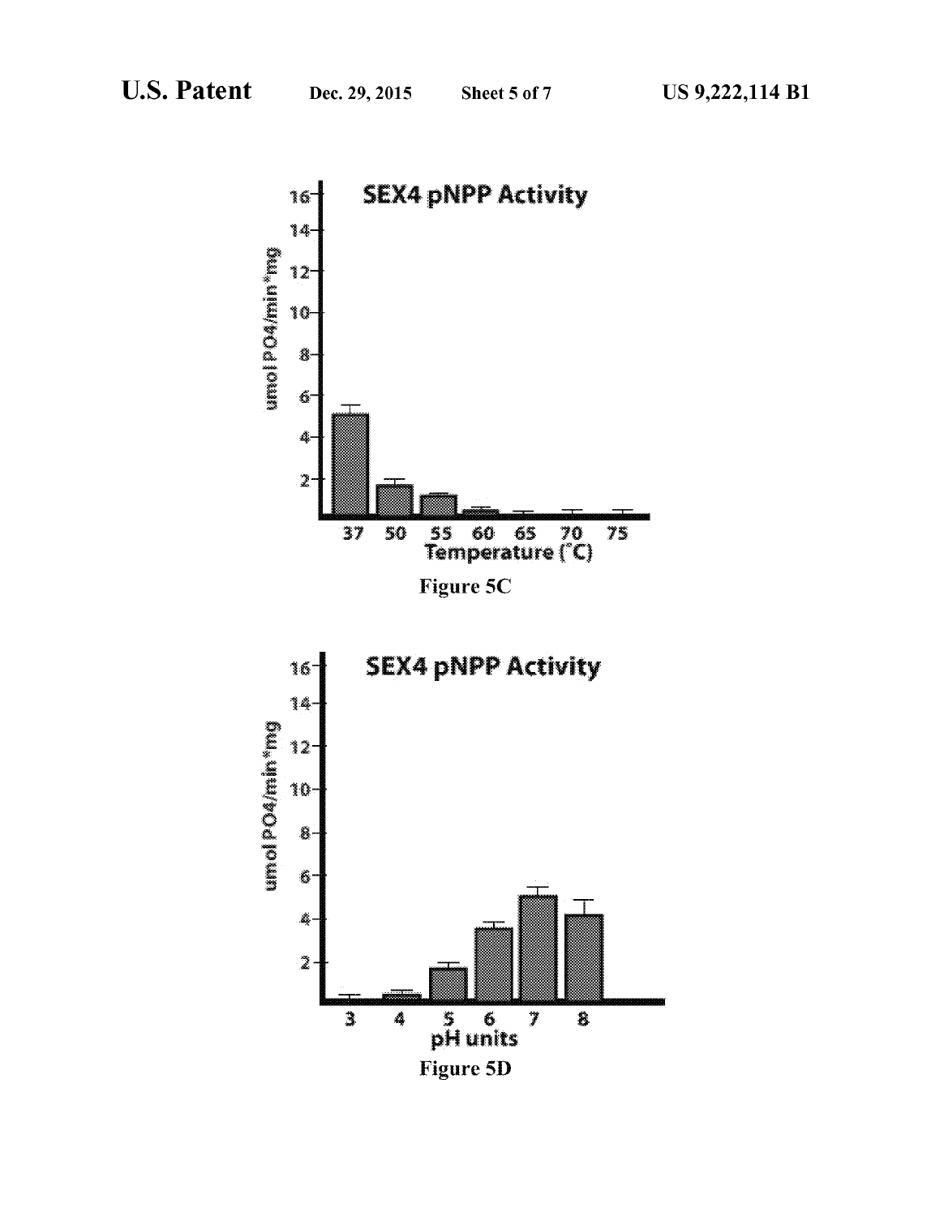SEX4 pNPP Activity

umol PO4/min*mg

16
14
12
10
8
6
4
2

37 50 55 60 65 70 75

Temperature (°C)

**Figure 5C**

SEX4 pNPP Activity

umol PO4/min*mg

16
14
12
10
8
6
4
2

3 4 5 6 7 8

pH units

**Figure 5D**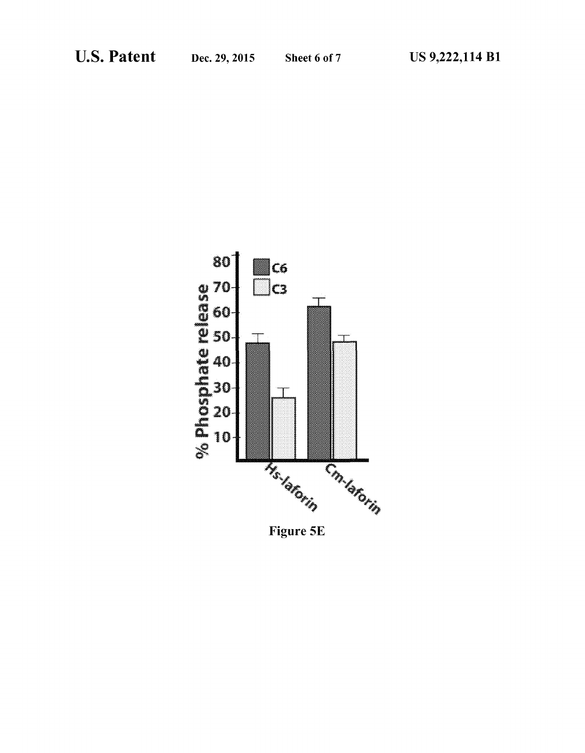Figure 5E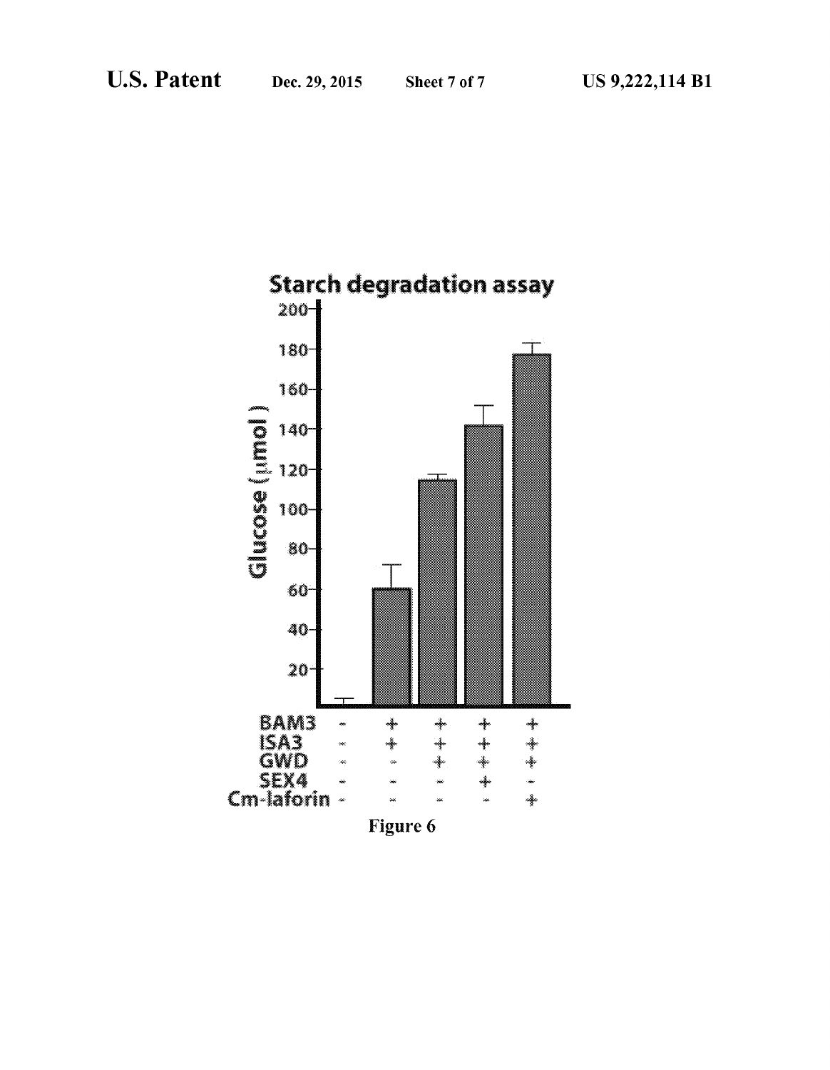Starch degradation assay

Glucose (μmol)

| | | | | | |
|---|---|---|---|---|---|
| BAM3 | - | + | + | + | + |
| ISA3 | - | + | + | + | + |
| GWD | - | - | + | + | + |
| SEX4 | - | - | - | + | - |
| Cm-laforin | - | - | - | - | + |

Figure 6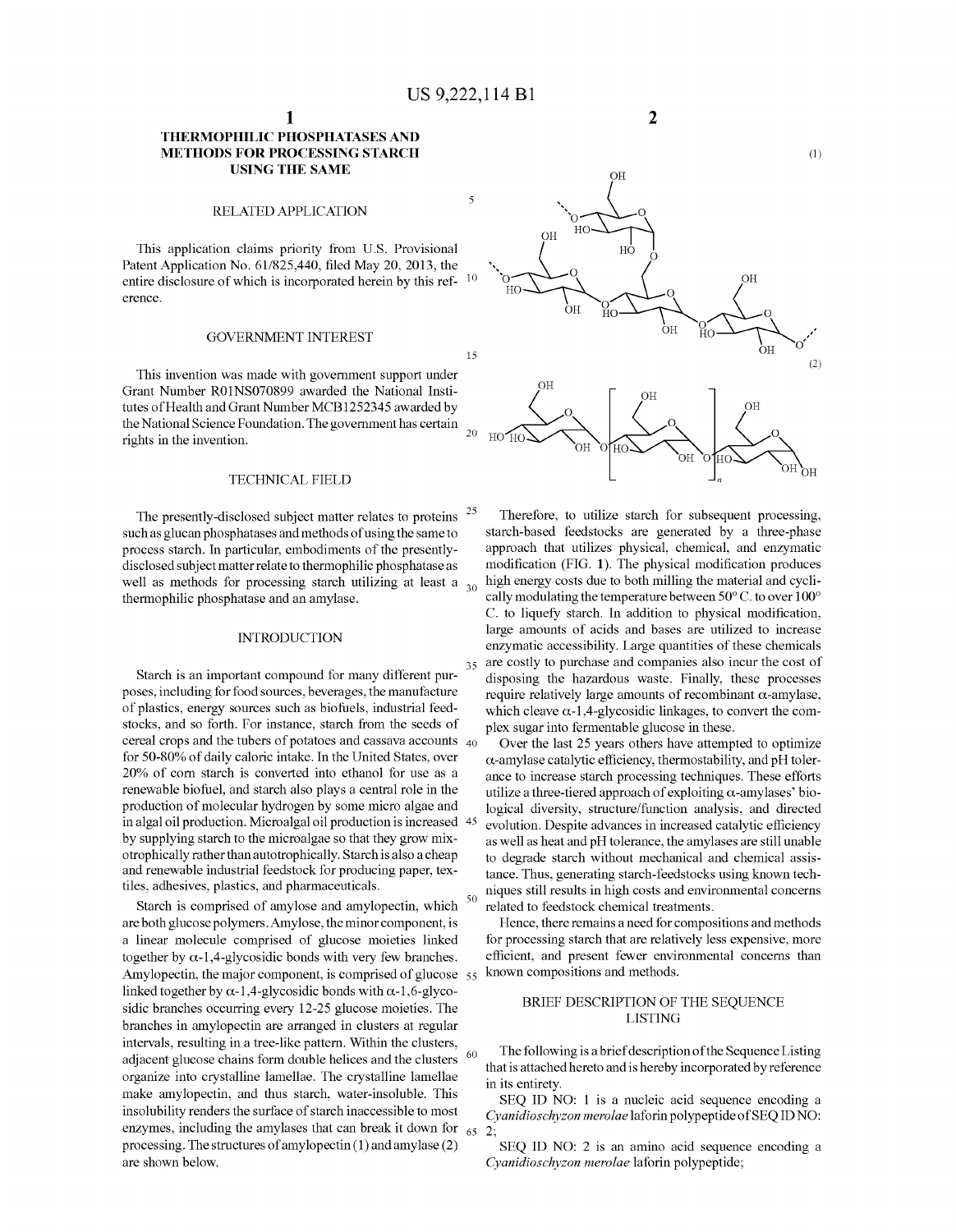# THERMOPHILIC PHOSPHATASES AND METHODS FOR PROCESSING STARCH USING THE SAME

## RELATED APPLICATION

This application claims priority from U.S. Provisional Patent Application No. 61/825,440, filed May 20, 2013, the entire disclosure of which is incorporated herein by this reference.

## GOVERNMENT INTEREST

This invention was made with government support under Grant Number R01NS070899 awarded the National Institutes of Health and Grant Number MCB1252345 awarded by the National Science Foundation. The government has certain rights in the invention.

## TECHNICAL FIELD

The presently-disclosed subject matter relates to proteins such as glucan phosphatases and methods of using the same to process starch. In particular, embodiments of the presently-disclosed subject matter relate to thermophilic phosphatase as well as methods for processing starch utilizing at least a thermophilic phosphatase and an amylase.

## INTRODUCTION

Starch is an important compound for many different purposes, including for food sources, beverages, the manufacture of plastics, energy sources such as biofuels, industrial feedstocks, and so forth. For instance, starch from the seeds of cereal crops and the tubers of potatoes and cassava accounts for 50-80% of daily caloric intake. In the United States, over 20% of corn starch is converted into ethanol for use as a renewable biofuel, and starch also plays a central role in the production of molecular hydrogen by some micro algae and in algal oil production. Microalgal oil production is increased by supplying starch to the microalgae so that they grow mixotrophically rather than autotrophically. Starch is also a cheap and renewable industrial feedstock for producing paper, textiles, adhesives, plastics, and pharmaceuticals.

Starch is comprised of amylose and amylopectin, which are both glucose polymers. Amylose, the minor component, is a linear molecule comprised of glucose moieties linked together by α-1,4-glycosidic bonds with very few branches. Amylopectin, the major component, is comprised of glucose linked together by α-1,4-glycosidic bonds with α-1,6-glycosidic branches occurring every 12-25 glucose moieties. The branches in amylopectin are arranged in clusters at regular intervals, resulting in a tree-like pattern. Within the clusters, adjacent glucose chains form double helices and the clusters organize into crystalline lamellae. The crystalline lamellae make amylopectin, and thus starch, water-insoluble. This insolubility renders the surface of starch inaccessible to most enzymes, including the amylases that can break it down for processing. The structures of amylopectin (1) and amylase (2) are shown below.

(1)

(2)

Therefore, to utilize starch for subsequent processing, starch-based feedstocks are generated by a three-phase approach that utilizes physical, chemical, and enzymatic modification (FIG. 1). The physical modification produces high energy costs due to both milling the material and cyclically modulating the temperature between 50° C. to over 100° C. to liquefy starch. In addition to physical modification, large amounts of acids and bases are utilized to increase enzymatic accessibility. Large quantities of these chemicals are costly to purchase and companies also incur the cost of disposing the hazardous waste. Finally, these processes require relatively large amounts of recombinant α-amylase, which cleave α-1,4-glycosidic linkages, to convert the complex sugar into fermentable glucose in these.

Over the last 25 years others have attempted to optimize α-amylase catalytic efficiency, thermostability, and pH tolerance to increase starch processing techniques. These efforts utilize a three-tiered approach of exploiting α-amylases' biological diversity, structure/function analysis, and directed evolution. Despite advances in increased catalytic efficiency as well as heat and pH tolerance, the amylases are still unable to degrade starch without mechanical and chemical assistance. Thus, generating starch-feedstocks using known techniques still results in high costs and environmental concerns related to feedstock chemical treatments.

Hence, there remains a need for compositions and methods for processing starch that are relatively less expensive, more efficient, and present fewer environmental concerns than known compositions and methods.

## BRIEF DESCRIPTION OF THE SEQUENCE LISTING

The following is a brief description of the Sequence Listing that is attached hereto and is hereby incorporated by reference in its entirety.

SEQ ID NO: 1 is a nucleic acid sequence encoding a *Cyanidioschyzon merolae* laforin polypeptide of SEQ ID NO: 2;

SEQ ID NO: 2 is an amino acid sequence encoding a *Cyanidioschyzon merolae* laforin polypeptide;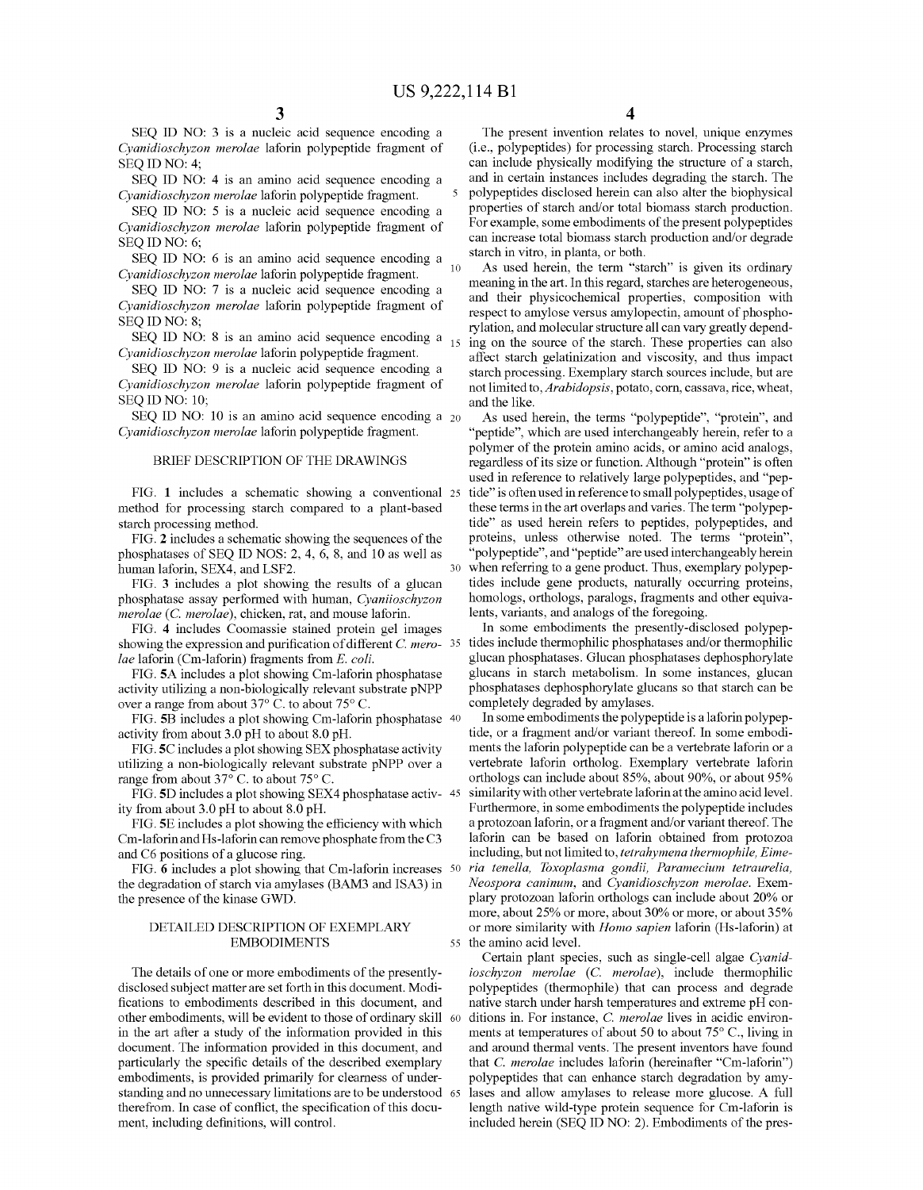SEQ ID NO: 3 is a nucleic acid sequence encoding a *Cyanidioschyzon merolae* laforin polypeptide fragment of SEQ ID NO: 4;

SEQ ID NO: 4 is an amino acid sequence encoding a *Cyanidioschyzon merolae* laforin polypeptide fragment.

SEQ ID NO: 5 is a nucleic acid sequence encoding a *Cyanidioschyzon merolae* laforin polypeptide fragment of SEQ ID NO: 6;

SEQ ID NO: 6 is an amino acid sequence encoding a *Cyanidioschyzon merolae* laforin polypeptide fragment.

SEQ ID NO: 7 is a nucleic acid sequence encoding a *Cyanidioschyzon merolae* laforin polypeptide fragment of SEQ ID NO: 8;

SEQ ID NO: 8 is an amino acid sequence encoding a *Cyanidioschyzon merolae* laforin polypeptide fragment.

SEQ ID NO: 9 is a nucleic acid sequence encoding a *Cyanidioschyzon merolae* laforin polypeptide fragment of SEQ ID NO: 10;

SEQ ID NO: 10 is an amino acid sequence encoding a *Cyanidioschyzon merolae* laforin polypeptide fragment.

## BRIEF DESCRIPTION OF THE DRAWINGS

FIG. 1 includes a schematic showing a conventional method for processing starch compared to a plant-based starch processing method.

FIG. 2 includes a schematic showing the sequences of the phosphatases of SEQ ID NOS: 2, 4, 6, 8, and 10 as well as human laforin, SEX4, and LSF2.

FIG. 3 includes a plot showing the results of a glucan phosphatase assay performed with human, *Cyaniioschyzon merolae* (*C. merolae*), chicken, rat, and mouse laforin.

FIG. 4 includes Coomassie stained protein gel images showing the expression and purification of different *C. merolae* laforin (Cm-laforin) fragments from *E. coli.*

FIG. 5A includes a plot showing Cm-laforin phosphatase activity utilizing a non-biologically relevant substrate pNPP over a range from about 37° C. to about 75° C.

FIG. 5B includes a plot showing Cm-laforin phosphatase activity from about 3.0 pH to about 8.0 pH.

FIG. 5C includes a plot showing SEX phosphatase activity utilizing a non-biologically relevant substrate pNPP over a range from about 37° C. to about 75° C.

FIG. 5D includes a plot showing SEX4 phosphatase activity from about 3.0 pH to about 8.0 pH.

FIG. 5E includes a plot showing the efficiency with which Cm-laforin and Hs-laforin can remove phosphate from the C3 and C6 positions of a glucose ring.

FIG. 6 includes a plot showing that Cm-laforin increases the degradation of starch via amylases (BAM3 and ISA3) in the presence of the kinase GWD.

## DETAILED DESCRIPTION OF EXEMPLARY EMBODIMENTS

The details of one or more embodiments of the presently-disclosed subject matter are set forth in this document. Modifications to embodiments described in this document, and other embodiments, will be evident to those of ordinary skill in the art after a study of the information provided in this document. The information provided in this document, and particularly the specific details of the described exemplary embodiments, is provided primarily for clearness of understanding and no unnecessary limitations are to be understood therefrom. In case of conflict, the specification of this document, including definitions, will control.

The present invention relates to novel, unique enzymes (i.e., polypeptides) for processing starch. Processing starch can include physically modifying the structure of a starch, and in certain instances includes degrading the starch. The polypeptides disclosed herein can also alter the biophysical properties of starch and/or total biomass starch production. For example, some embodiments of the present polypeptides can increase total biomass starch production and/or degrade starch in vitro, in planta, or both.

As used herein, the term "starch" is given its ordinary meaning in the art. In this regard, starches are heterogeneous, and their physicochemical properties, composition with respect to amylose versus amylopectin, amount of phosphorylation, and molecular structure all can vary greatly depending on the source of the starch. These properties can also affect starch gelatinization and viscosity, and thus impact starch processing. Exemplary starch sources include, but are not limited to, *Arabidopsis*, potato, corn, cassava, rice, wheat, and the like.

As used herein, the terms "polypeptide", "protein", and "peptide", which are used interchangeably herein, refer to a polymer of the protein amino acids, or amino acid analogs, regardless of its size or function. Although "protein" is often used in reference to relatively large polypeptides, and "peptide" is often used in reference to small polypeptides, usage of these terms in the art overlaps and varies. The term "polypeptide" as used herein refers to peptides, polypeptides, and proteins, unless otherwise noted. The terms "protein", "polypeptide", and "peptide" are used interchangeably herein when referring to a gene product. Thus, exemplary polypeptides include gene products, naturally occurring proteins, homologs, orthologs, paralogs, fragments and other equivalents, variants, and analogs of the foregoing.

In some embodiments the presently-disclosed polypeptides include thermophilic phosphatases and/or thermophilic glucan phosphatases. Glucan phosphatases dephosphorylate glucans in starch metabolism. In some instances, glucan phosphatases dephosphorylate glucans so that starch can be completely degraded by amylases.

In some embodiments the polypeptide is a laforin polypeptide, or a fragment and/or variant thereof. In some embodiments the laforin polypeptide can be a vertebrate laforin or a vertebrate laforin ortholog. Exemplary vertebrate laforin orthologs can include about 85%, about 90%, or about 95% similarity with other vertebrate laforin at the amino acid level. Furthermore, in some embodiments the polypeptide includes a protozoan laforin, or a fragment and/or variant thereof. The laforin can be based on laforin obtained from protozoa including, but not limited to, *tetrahymena thermophile, Eimeria tenella, Toxoplasma gondii, Paramecium tetraurelia, Neospora caninum,* and *Cyanidioschyzon merolae*. Exemplary protozoan laforin orthologs can include about 20% or more, about 25% or more, about 30% or more, or about 35% or more similarity with *Homo sapien* laforin (Hs-laforin) at the amino acid level.

Certain plant species, such as single-cell algae *Cyanidioschyzon merolae* (*C. merolae*), include thermophilic polypeptides (thermophile) that can process and degrade native starch under harsh temperatures and extreme pH conditions in. For instance, *C. merolae* lives in acidic environments at temperatures of about 50 to about 75° C., living in and around thermal vents. The present inventors have found that *C. merolae* includes laforin (hereinafter "Cm-laforin") polypeptides that can enhance starch degradation by amylases and allow amylases to release more glucose. A full length native wild-type protein sequence for Cm-laforin is included herein (SEQ ID NO: 2). Embodiments of the pres-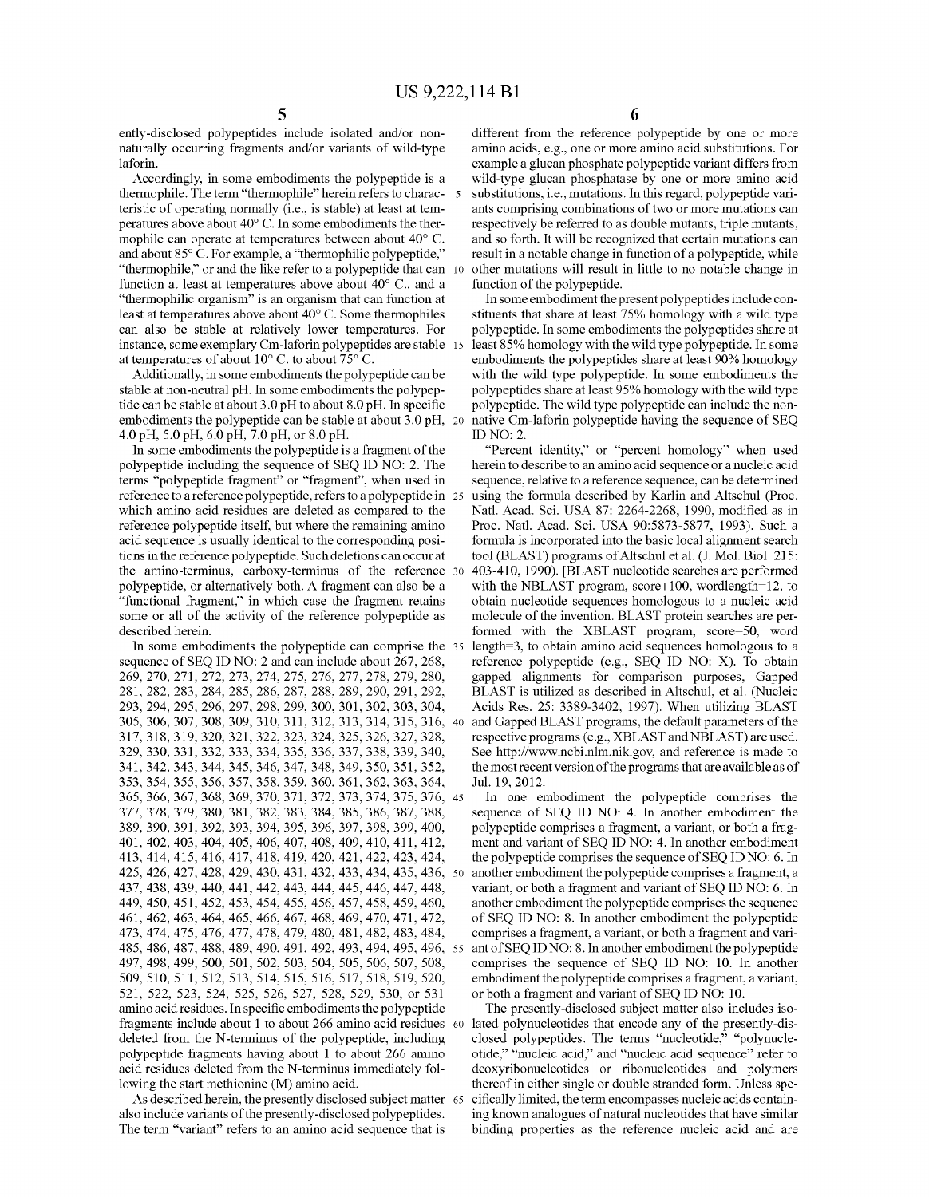ently-disclosed polypeptides include isolated and/or non-naturally occurring fragments and/or variants of wild-type laforin.

Accordingly, in some embodiments the polypeptide is a thermophile. The term "thermophile" herein refers to characteristic of operating normally (i.e., is stable) at least at temperatures above about 40° C. In some embodiments the thermophile can operate at temperatures between about 40° C. and about 85° C. For example, a "thermophilic polypeptide," "thermophile," or and the like refer to a polypeptide that can function at least at temperatures above about 40° C., and a "thermophilic organism" is an organism that can function at least at temperatures above about 40° C. Some thermophiles can also be stable at relatively lower temperatures. For instance, some exemplary Cm-laforin polypeptides are stable at temperatures of about 10° C. to about 75° C.

Additionally, in some embodiments the polypeptide can be stable at non-neutral pH. In some embodiments the polypeptide can be stable at about 3.0 pH to about 8.0 pH. In specific embodiments the polypeptide can be stable at about 3.0 pH, 4.0 pH, 5.0 pH, 6.0 pH, 7.0 pH, or 8.0 pH.

In some embodiments the polypeptide is a fragment of the polypeptide including the sequence of SEQ ID NO: 2. The terms "polypeptide fragment" or "fragment", when used in reference to a reference polypeptide, refers to a polypeptide in which amino acid residues are deleted as compared to the reference polypeptide itself, but where the remaining amino acid sequence is usually identical to the corresponding positions in the reference polypeptide. Such deletions can occur at the amino-terminus, carboxy-terminus of the reference polypeptide, or alternatively both. A fragment can also be a "functional fragment," in which case the fragment retains some or all of the activity of the reference polypeptide as described herein.

In some embodiments the polypeptide can comprise the sequence of SEQ ID NO: 2 and can include about 267, 268, 269, 270, 271, 272, 273, 274, 275, 276, 277, 278, 279, 280, 281, 282, 283, 284, 285, 286, 287, 288, 289, 290, 291, 292, 293, 294, 295, 296, 297, 298, 299, 300, 301, 302, 303, 304, 305, 306, 307, 308, 309, 310, 311, 312, 313, 314, 315, 316, 317, 318, 319, 320, 321, 322, 323, 324, 325, 326, 327, 328, 329, 330, 331, 332, 333, 334, 335, 336, 337, 338, 339, 340, 341, 342, 343, 344, 345, 346, 347, 348, 349, 350, 351, 352, 353, 354, 355, 356, 357, 358, 359, 360, 361, 362, 363, 364, 365, 366, 367, 368, 369, 370, 371, 372, 373, 374, 375, 376, 377, 378, 379, 380, 381, 382, 383, 384, 385, 386, 387, 388, 389, 390, 391, 392, 393, 394, 395, 396, 397, 398, 399, 400, 401, 402, 403, 404, 405, 406, 407, 408, 409, 410, 411, 412, 413, 414, 415, 416, 417, 418, 419, 420, 421, 422, 423, 424, 425, 426, 427, 428, 429, 430, 431, 432, 433, 434, 435, 436, 437, 438, 439, 440, 441, 442, 443, 444, 445, 446, 447, 448, 449, 450, 451, 452, 453, 454, 455, 456, 457, 458, 459, 460, 461, 462, 463, 464, 465, 466, 467, 468, 469, 470, 471, 472, 473, 474, 475, 476, 477, 478, 479, 480, 481, 482, 483, 484, 485, 486, 487, 488, 489, 490, 491, 492, 493, 494, 495, 496, 497, 498, 499, 500, 501, 502, 503, 504, 505, 506, 507, 508, 509, 510, 511, 512, 513, 514, 515, 516, 517, 518, 519, 520, 521, 522, 523, 524, 525, 526, 527, 528, 529, 530, or 531 amino acid residues. In specific embodiments the polypeptide fragments include about 1 to about 266 amino acid residues deleted from the N-terminus of the polypeptide, including polypeptide fragments having about 1 to about 266 amino acid residues deleted from the N-terminus immediately following the start methionine (M) amino acid.

As described herein, the presently disclosed subject matter also include variants of the presently-disclosed polypeptides. The term "variant" refers to an amino acid sequence that is different from the reference polypeptide by one or more amino acids, e.g., one or more amino acid substitutions. For example a glucan phosphate polypeptide variant differs from wild-type glucan phosphatase by one or more amino acid substitutions, i.e., mutations. In this regard, polypeptide variants comprising combinations of two or more mutations can respectively be referred to as double mutants, triple mutants, and so forth. It will be recognized that certain mutations can result in a notable change in function of a polypeptide, while other mutations will result in little to no notable change in function of the polypeptide.

In some embodiment the present polypeptides include constituents that share at least 75% homology with a wild type polypeptide. In some embodiments the polypeptides share at least 85% homology with the wild type polypeptide. In some embodiments the polypeptides share at least 90% homology with the wild type polypeptide. In some embodiments the polypeptides share at least 95% homology with the wild type polypeptide. The wild type polypeptide can include the non-native Cm-laforin polypeptide having the sequence of SEQ ID NO: 2.

"Percent identity," or "percent homology" when used herein to describe to an amino acid sequence or a nucleic acid sequence, relative to a reference sequence, can be determined using the formula described by Karlin and Altschul (Proc. Natl. Acad. Sci. USA 87: 2264-2268, 1990, modified as in Proc. Natl. Acad. Sci. USA 90:5873-5877, 1993). Such a formula is incorporated into the basic local alignment search tool (BLAST) programs of Altschul et al. (J. Mol. Biol. 215: 403-410, 1990). [BLAST nucleotide searches are performed with the NBLAST program, score+100, wordlength=12, to obtain nucleotide sequences homologous to a nucleic acid molecule of the invention. BLAST protein searches are performed with the XBLAST program, score=50, word length=3, to obtain amino acid sequences homologous to a reference polypeptide (e.g., SEQ ID NO: X). To obtain gapped alignments for comparison purposes, Gapped BLAST is utilized as described in Altschul, et al. (Nucleic Acids Res. 25: 3389-3402, 1997). When utilizing BLAST and Gapped BLAST programs, the default parameters of the respective programs (e.g., XBLAST and NBLAST) are used. See http://www.ncbi.nlm.nik.gov, and reference is made to the most recent version of the programs that are available as of Jul. 19, 2012.

In one embodiment the polypeptide comprises the sequence of SEQ ID NO: 4. In another embodiment the polypeptide comprises a fragment, a variant, or both a fragment and variant of SEQ ID NO: 4. In another embodiment the polypeptide comprises the sequence of SEQ ID NO: 6. In another embodiment the polypeptide comprises a fragment, a variant, or both a fragment and variant of SEQ ID NO: 6. In another embodiment the polypeptide comprises the sequence of SEQ ID NO: 8. In another embodiment the polypeptide comprises a fragment, a variant, or both a fragment and variant of SEQ ID NO: 8. In another embodiment the polypeptide comprises the sequence of SEQ ID NO: 10. In another embodiment the polypeptide comprises a fragment, a variant, or both a fragment and variant of SEQ ID NO: 10.

The presently-disclosed subject matter also includes isolated polynucleotides that encode any of the presently-disclosed polypeptides. The terms "nucleotide," "polynucleotide," "nucleic acid," and "nucleic acid sequence" refer to deoxyribonucleotides or ribonucleotides and polymers thereof in either single or double stranded form. Unless specifically limited, the term encompasses nucleic acids containing known analogues of natural nucleotides that have similar binding properties as the reference nucleic acid and are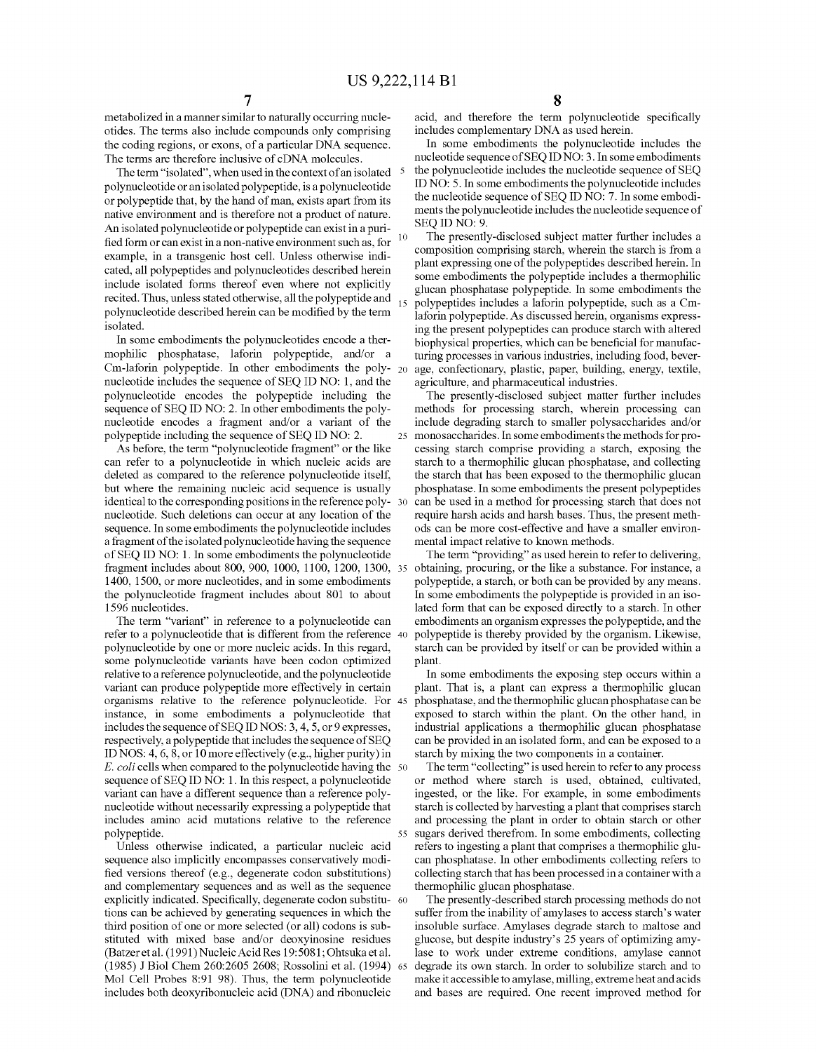metabolized in a manner similar to naturally occurring nucleotides. The terms also include compounds only comprising the coding regions, or exons, of a particular DNA sequence. The terms are therefore inclusive of cDNA molecules.

The term "isolated", when used in the context of an isolated polynucleotide or an isolated polypeptide, is a polynucleotide or polypeptide that, by the hand of man, exists apart from its native environment and is therefore not a product of nature. An isolated polynucleotide or polypeptide can exist in a purified form or can exist in a non-native environment such as, for example, in a transgenic host cell. Unless otherwise indicated, all polypeptides and polynucleotides described herein include isolated forms thereof even where not explicitly recited. Thus, unless stated otherwise, all the polypeptide and polynucleotide described herein can be modified by the term isolated.

In some embodiments the polynucleotides encode a thermophilic phosphatase, laforin polypeptide, and/or a Cm-laforin polypeptide. In other embodiments the polynucleotide includes the sequence of SEQ ID NO: 1, and the polynucleotide encodes the polypeptide including the sequence of SEQ ID NO: 2. In other embodiments the polynucleotide encodes a fragment and/or a variant of the polypeptide including the sequence of SEQ ID NO: 2.

As before, the term "polynucleotide fragment" or the like can refer to a polynucleotide in which nucleic acids are deleted as compared to the reference polynucleotide itself, but where the remaining nucleic acid sequence is usually identical to the corresponding positions in the reference polynucleotide. Such deletions can occur at any location of the sequence. In some embodiments the polynucleotide includes a fragment of the isolated polynucleotide having the sequence of SEQ ID NO: 1. In some embodiments the polynucleotide fragment includes about 800, 900, 1000, 1100, 1200, 1300, 1400, 1500, or more nucleotides, and in some embodiments the polynucleotide fragment includes about 801 to about 1596 nucleotides.

The term "variant" in reference to a polynucleotide can refer to a polynucleotide that is different from the reference polynucleotide by one or more nucleic acids. In this regard, some polynucleotide variants have been codon optimized relative to a reference polynucleotide, and the polynucleotide variant can produce polypeptide more effectively in certain organisms relative to the reference polynucleotide. For instance, in some embodiments a polynucleotide that includes the sequence of SEQ ID NOS: 3, 4, 5, or 9 expresses, respectively, a polypeptide that includes the sequence of SEQ ID NOS: 4, 6, 8, or 10 more effectively (e.g., higher purity) in *E. coli* cells when compared to the polynucleotide having the sequence of SEQ ID NO: 1. In this respect, a polynucleotide variant can have a different sequence than a reference polynucleotide without necessarily expressing a polypeptide that includes amino acid mutations relative to the reference polypeptide.

Unless otherwise indicated, a particular nucleic acid sequence also implicitly encompasses conservatively modified versions thereof (e.g., degenerate codon substitutions) and complementary sequences and as well as the sequence explicitly indicated. Specifically, degenerate codon substitutions can be achieved by generating sequences in which the third position of one or more selected (or all) codons is substituted with mixed base and/or deoxyinosine residues (Batzer et al. (1991) Nucleic Acid Res 19:5081; Ohtsuka et al. (1985) J Biol Chem 260:2605 2608; Rossolini et al. (1994) Mol Cell Probes 8:91 98). Thus, the term polynucleotide includes both deoxyribonucleic acid (DNA) and ribonucleic acid, and therefore the term polynucleotide specifically includes complementary DNA as used herein.

In some embodiments the polynucleotide includes the nucleotide sequence of SEQ ID NO: 3. In some embodiments the polynucleotide includes the nucleotide sequence of SEQ ID NO: 5. In some embodiments the polynucleotide includes the nucleotide sequence of SEQ ID NO: 7. In some embodiments the polynucleotide includes the nucleotide sequence of SEQ ID NO: 9.

The presently-disclosed subject matter further includes a composition comprising starch, wherein the starch is from a plant expressing one of the polypeptides described herein. In some embodiments the polypeptide includes a thermophilic glucan phosphatase polypeptide. In some embodiments the polypeptides includes a laforin polypeptide, such as a Cm-laforin polypeptide. As discussed herein, organisms expressing the present polypeptides can produce starch with altered biophysical properties, which can be beneficial for manufacturing processes in various industries, including food, beverage, confectionary, plastic, paper, building, energy, textile, agriculture, and pharmaceutical industries.

The presently-disclosed subject matter further includes methods for processing starch, wherein processing can include degrading starch to smaller polysaccharides and/or monosaccharides. In some embodiments the methods for processing starch comprise providing a starch, exposing the starch to a thermophilic glucan phosphatase, and collecting the starch that has been exposed to the thermophilic glucan phosphatase. In some embodiments the present polypeptides can be used in a method for processing starch that does not require harsh acids and harsh bases. Thus, the present methods can be more cost-effective and have a smaller environmental impact relative to known methods.

The term "providing" as used herein to refer to delivering, obtaining, procuring, or the like a substance. For instance, a polypeptide, a starch, or both can be provided by any means. In some embodiments the polypeptide is provided in an isolated form that can be exposed directly to a starch. In other embodiments an organism expresses the polypeptide, and the polypeptide is thereby provided by the organism. Likewise, starch can be provided by itself or can be provided within a plant.

In some embodiments the exposing step occurs within a plant. That is, a plant can express a thermophilic glucan phosphatase, and the thermophilic glucan phosphatase can be exposed to starch within the plant. On the other hand, in industrial applications a thermophilic glucan phosphatase can be provided in an isolated form, and can be exposed to a starch by mixing the two components in a container.

The term "collecting" is used herein to refer to any process or method where starch is used, obtained, cultivated, ingested, or the like. For example, in some embodiments starch is collected by harvesting a plant that comprises starch and processing the plant in order to obtain starch or other sugars derived therefrom. In some embodiments, collecting refers to ingesting a plant that comprises a thermophilic glucan phosphatase. In other embodiments collecting refers to collecting starch that has been processed in a container with a thermophilic glucan phosphatase.

The presently-described starch processing methods do not suffer from the inability of amylases to access starch's water insoluble surface. Amylases degrade starch to maltose and glucose, but despite industry's 25 years of optimizing amylase to work under extreme conditions, amylase cannot degrade its own starch. In order to solubilize starch and to make it accessible to amylase, milling, extreme heat and acids and bases are required. One recent improved method for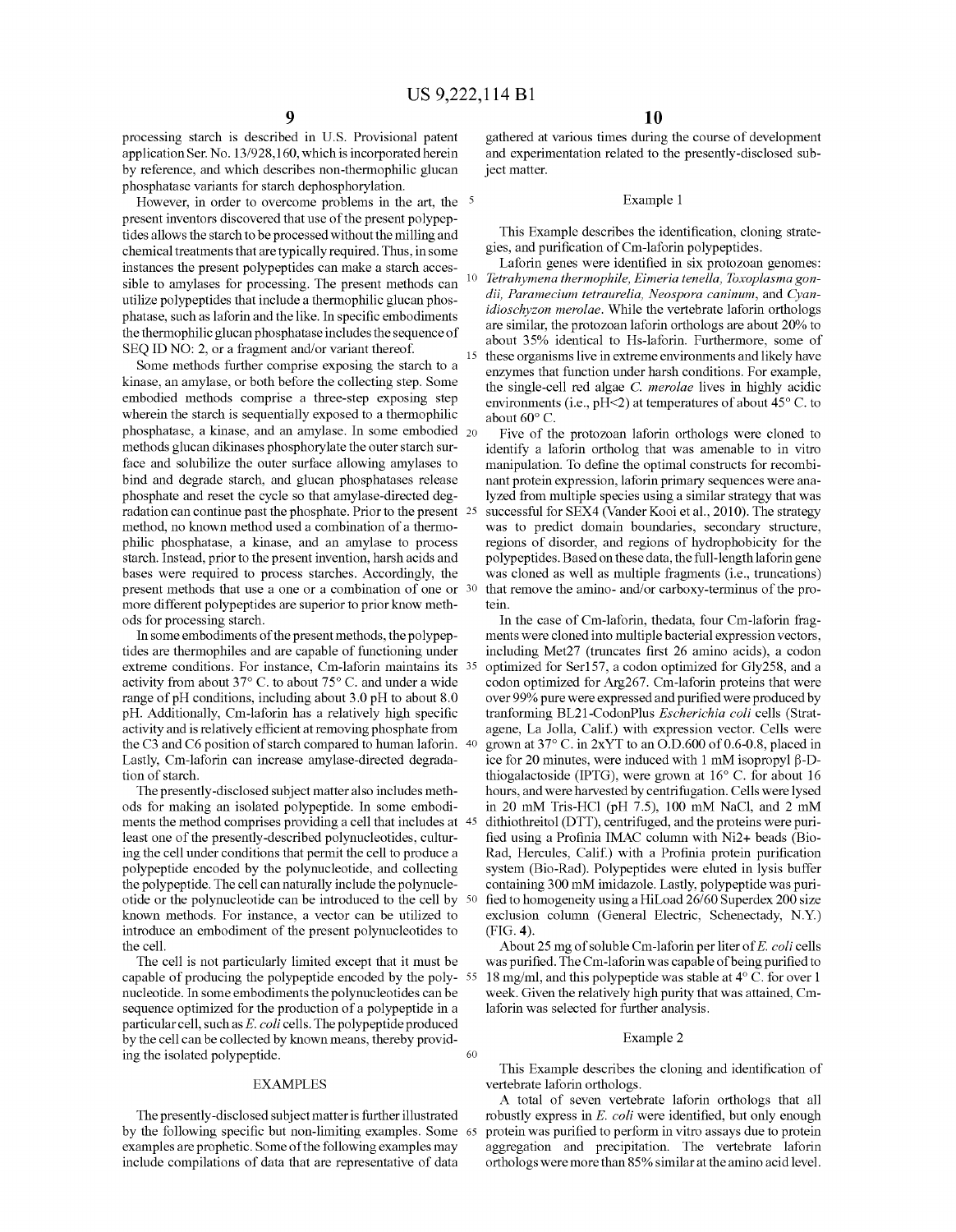processing starch is described in U.S. Provisional patent application Ser. No. 13/928,160, which is incorporated herein by reference, and which describes non-thermophilic glucan phosphatase variants for starch dephosphorylation.

However, in order to overcome problems in the art, the present inventors discovered that use of the present polypeptides allows the starch to be processed without the milling and chemical treatments that are typically required. Thus, in some instances the present polypeptides can make a starch accessible to amylases for processing. The present methods can utilize polypeptides that include a thermophilic glucan phosphatase, such as laforin and the like. In specific embodiments the thermophilic glucan phosphatase includes the sequence of SEQ ID NO: 2, or a fragment and/or variant thereof.

Some methods further comprise exposing the starch to a kinase, an amylase, or both before the collecting step. Some embodied methods comprise a three-step exposing step wherein the starch is sequentially exposed to a thermophilic phosphatase, a kinase, and an amylase. In some embodied methods glucan dikinases phosphorylate the outer starch surface and solubilize the outer surface allowing amylases to bind and degrade starch, and glucan phosphatases release phosphate and reset the cycle so that amylase-directed degradation can continue past the phosphate. Prior to the present method, no known method used a combination of a thermophilic phosphatase, a kinase, and an amylase to process starch. Instead, prior to the present invention, harsh acids and bases were required to process starches. Accordingly, the present methods that use a one or a combination of one or more different polypeptides are superior to prior know methods for processing starch.

In some embodiments of the present methods, the polypeptides are thermophiles and are capable of functioning under extreme conditions. For instance, Cm-laforin maintains its activity from about 37° C. to about 75° C. and under a wide range of pH conditions, including about 3.0 pH to about 8.0 pH. Additionally, Cm-laforin has a relatively high specific activity and is relatively efficient at removing phosphate from the C3 and C6 position of starch compared to human laforin. Lastly, Cm-laforin can increase amylase-directed degradation of starch.

The presently-disclosed subject matter also includes methods for making an isolated polypeptide. In some embodiments the method comprises providing a cell that includes at least one of the presently-described polynucleotides, culturing the cell under conditions that permit the cell to produce a polypeptide encoded by the polynucleotide, and collecting the polypeptide. The cell can naturally include the polynucleotide or the polynucleotide can be introduced to the cell by known methods. For instance, a vector can be utilized to introduce an embodiment of the present polynucleotides to the cell.

The cell is not particularly limited except that it must be capable of producing the polypeptide encoded by the polynucleotide. In some embodiments the polynucleotides can be sequence optimized for the production of a polypeptide in a particular cell, such as *E. coli* cells. The polypeptide produced by the cell can be collected by known means, thereby providing the isolated polypeptide.

## EXAMPLES

The presently-disclosed subject matter is further illustrated by the following specific but non-limiting examples. Some examples are prophetic. Some of the following examples may include compilations of data that are representative of data gathered at various times during the course of development and experimentation related to the presently-disclosed subject matter.

### Example 1

This Example describes the identification, cloning strategies, and purification of Cm-laforin polypeptides.

Laforin genes were identified in six protozoan genomes: *Tetrahymena thermophile, Eimeria tenella, Toxoplasma gondii, Paramecium tetraurelia, Neospora caninum*, and *Cyanidioschyzon merolae*. While the vertebrate laforin orthologs are similar, the protozoan laforin orthologs are about 20% to about 35% identical to Hs-laforin. Furthermore, some of these organisms live in extreme environments and likely have enzymes that function under harsh conditions. For example, the single-cell red algae *C. merolae* lives in highly acidic environments (i.e., pH<2) at temperatures of about 45° C. to about 60° C.

Five of the protozoan laforin orthologs were cloned to identify a laforin ortholog that was amenable to in vitro manipulation. To define the optimal constructs for recombinant protein expression, laforin primary sequences were analyzed from multiple species using a similar strategy that was successful for SEX4 (Vander Kooi et al., 2010). The strategy was to predict domain boundaries, secondary structure, regions of disorder, and regions of hydrophobicity for the polypeptides. Based on these data, the full-length laforin gene was cloned as well as multiple fragments (i.e., truncations) that remove the amino- and/or carboxy-terminus of the protein.

In the case of Cm-laforin, thedata, four Cm-laforin fragments were cloned into multiple bacterial expression vectors, including Met27 (truncates first 26 amino acids), a codon optimized for Ser157, a codon optimized for Gly258, and a codon optimized for Arg267. Cm-laforin proteins that were over 99% pure were expressed and purified were produced by tranforming BL21-CodonPlus *Escherichia coli* cells (Stratagene, La Jolla, Calif.) with expression vector. Cells were grown at 37° C. in 2xYT to an O.D.600 of 0.6-0.8, placed in ice for 20 minutes, were induced with 1 mM isopropyl β-D-thiogalactoside (IPTG), were grown at 16° C. for about 16 hours, and were harvested by centrifugation. Cells were lysed in 20 mM Tris-HCl (pH 7.5), 100 mM NaCl, and 2 mM dithiothreitol (DTT), centrifuged, and the proteins were purified using a Profinia IMAC column with Ni2+ beads (Bio-Rad, Hercules, Calif.) with a Profinia protein purification system (Bio-Rad). Polypeptides were eluted in lysis buffer containing 300 mM imidazole. Lastly, polypeptide was purified to homogeneity using a HiLoad 26/60 Superdex 200 size exclusion column (General Electric, Schenectady, N.Y.) (FIG. 4).

About 25 mg of soluble Cm-laforin per liter of *E. coli* cells was purified. The Cm-laforin was capable of being purified to 18 mg/ml, and this polypeptide was stable at 4° C. for over 1 week. Given the relatively high purity that was attained, Cm-laforin was selected for further analysis.

### Example 2

This Example describes the cloning and identification of vertebrate laforin orthologs.

A total of seven vertebrate laforin orthologs that all robustly express in *E. coli* were identified, but only enough protein was purified to perform in vitro assays due to protein aggregation and precipitation. The vertebrate laforin orthologs were more than 85% similar at the amino acid level.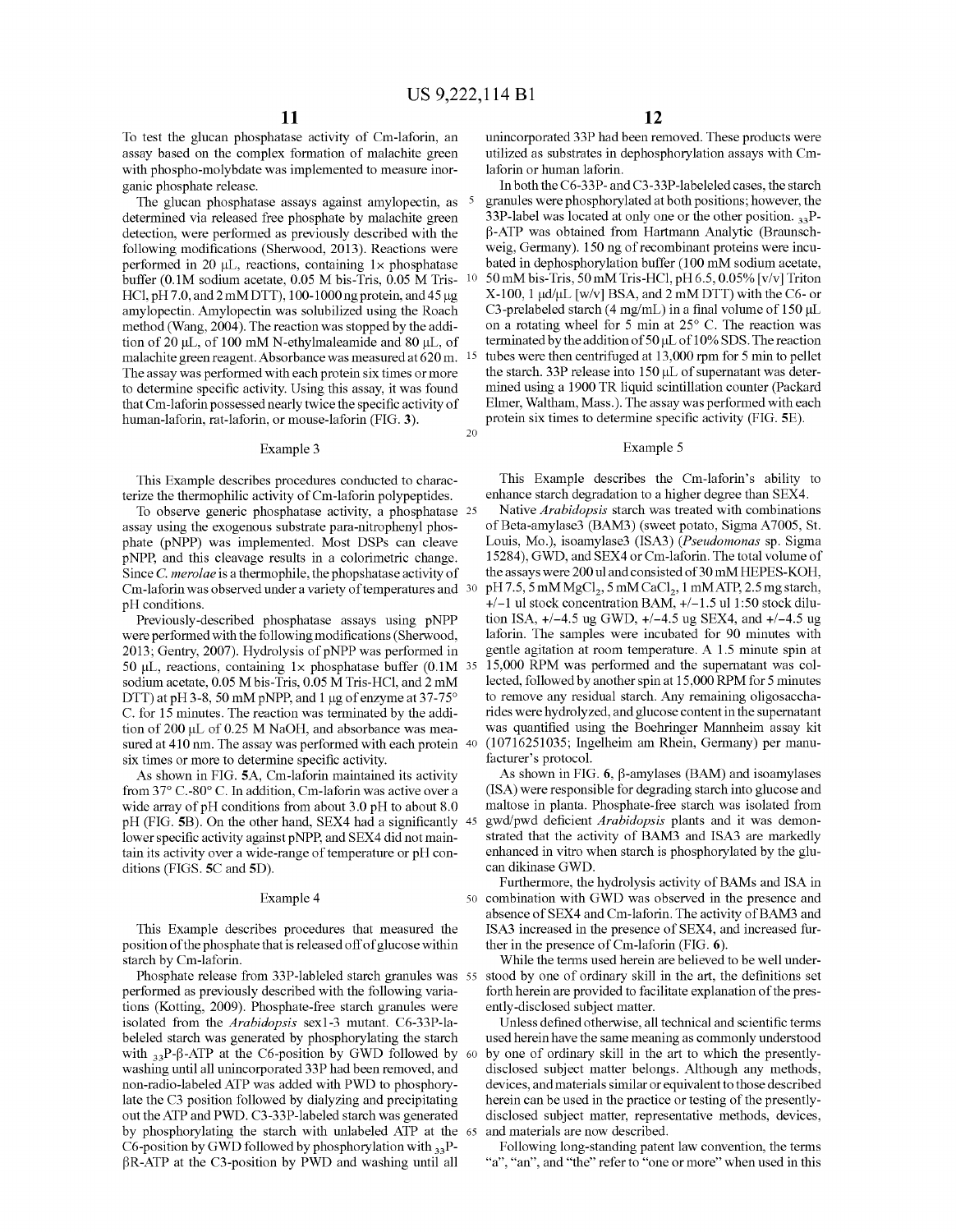To test the glucan phosphatase activity of Cm-laforin, an assay based on the complex formation of malachite green with phospho-molybdate was implemented to measure inorganic phosphate release.

The glucan phosphatase assays against amylopectin, as determined via released free phosphate by malachite green detection, were performed as previously described with the following modifications (Sherwood, 2013). Reactions were performed in 20 μL, reactions, containing 1× phosphatase buffer (0.1M sodium acetate, 0.05 M bis-Tris, 0.05 M Tris-HCl, pH 7.0, and 2 mM DTT), 100-1000 ng protein, and 45 μg amylopectin. Amylopectin was solubilized using the Roach method (Wang, 2004). The reaction was stopped by the addition of 20 μL, of 100 mM N-ethylmaleamide and 80 μL, of malachite green reagent. Absorbance was measured at 620 m. The assay was performed with each protein six times or more to determine specific activity. Using this assay, it was found that Cm-laforin possessed nearly twice the specific activity of human-laforin, rat-laforin, or mouse-laforin (FIG. 3).

## Example 3

This Example describes procedures conducted to characterize the thermophilic activity of Cm-laforin polypeptides.

To observe generic phosphatase activity, a phosphatase assay using the exogenous substrate para-nitrophenyl phosphate (pNPP) was implemented. Most DSPs can cleave pNPP, and this cleavage results in a colorimetric change. Since *C. merolae* is a thermophile, the phopshatase activity of Cm-laforin was observed under a variety of temperatures and pH conditions.

Previously-described phosphatase assays using pNPP were performed with the following modifications (Sherwood, 2013; Gentry, 2007). Hydrolysis of pNPP was performed in 50 μL, reactions, containing 1× phosphatase buffer (0.1M sodium acetate, 0.05 M bis-Tris, 0.05 M Tris-HCl, and 2 mM DTT) at pH 3-8, 50 mM pNPP, and 1 μg of enzyme at 37-75° C. for 15 minutes. The reaction was terminated by the addition of 200 μL of 0.25 M NaOH, and absorbance was measured at 410 nm. The assay was performed with each protein six times or more to determine specific activity.

As shown in FIG. 5A, Cm-laforin maintained its activity from 37° C.-80° C. In addition, Cm-laforin was active over a wide array of pH conditions from about 3.0 pH to about 8.0 pH (FIG. 5B). On the other hand, SEX4 had a significantly lower specific activity against pNPP, and SEX4 did not maintain its activity over a wide-range of temperature or pH conditions (FIGS. 5C and 5D).

## Example 4

This Example describes procedures that measured the position of the phosphate that is released off of glucose within starch by Cm-laforin.

Phosphate release from 33P-lableled starch granules was performed as previously described with the following variations (Kotting, 2009). Phosphate-free starch granules were isolated from the *Arabidopsis* sex1-3 mutant. C6-33P-labeled starch was generated by phosphorylating the starch with $_{33}$P-β-ATP at the C6-position by GWD followed by washing until all unincorporated 33P had been removed, and non-radio-labeled ATP was added with PWD to phosphorylate the C3 position followed by dialyzing and precipitating out the ATP and PWD. C3-33P-labeled starch was generated by phosphorylating the starch with unlabeled ATP at the C6-position by GWD followed by phosphorylation with $_{33}$P-βR-ATP at the C3-position by PWD and washing until all unincorporated 33P had been removed. These products were utilized as substrates in dephosphorylation assays with Cm-laforin or human laforin.

In both the C6-33P- and C3-33P-labeleled cases, the starch granules were phosphorylated at both positions; however, the 33P-label was located at only one or the other position. $_{33}$P-β-ATP was obtained from Hartmann Analytic (Braunschweig, Germany). 150 ng of recombinant proteins were incubated in dephosphorylation buffer (100 mM sodium acetate, 50 mM bis-Tris, 50 mM Tris-HCl, pH 6.5, 0.05% [v/v] Triton X-100, 1 μd/μL [w/v] BSA, and 2 mM DTT) with the C6- or C3-prelabeled starch (4 mg/mL) in a final volume of 150 μL on a rotating wheel for 5 min at 25° C. The reaction was terminated by the addition of 50 μL of 10% SDS. The reaction tubes were then centrifuged at 13,000 rpm for 5 min to pellet the starch. 33P release into 150 μL of supernatant was determined using a 1900 TR liquid scintillation counter (Packard Elmer, Waltham, Mass.). The assay was performed with each protein six times to determine specific activity (FIG. 5E).

## Example 5

This Example describes the Cm-laforin's ability to enhance starch degradation to a higher degree than SEX4.

Native *Arabidopsis* starch was treated with combinations of Beta-amylase3 (BAM3) (sweet potato, Sigma A7005, St. Louis, Mo.), isoamylase3 (ISA3) (*Pseudomonas* sp. Sigma 15284), GWD, and SEX4 or Cm-laforin. The total volume of the assays were 200 ul and consisted of 30 mM HEPES-KOH, pH 7.5, 5 mM $MgCl_2$, 5 mM $CaCl_2$, 1 mM ATP, 2.5 mg starch, +/−1 ul stock concentration BAM, +/−1.5 ul 1:50 stock dilution ISA, +/−4.5 ug GWD, +/−4.5 ug SEX4, and +/−4.5 ug laforin. The samples were incubated for 90 minutes with gentle agitation at room temperature. A 1.5 minute spin at 15,000 RPM was performed and the supernatant was collected, followed by another spin at 15,000 RPM for 5 minutes to remove any residual starch. Any remaining oligosaccharides were hydrolyzed, and glucose content in the supernatant was quantified using the Boehringer Mannheim assay kit (10716251035; Ingelheim am Rhein, Germany) per manufacturer's protocol.

As shown in FIG. 6, β-amylases (BAM) and isoamylases (ISA) were responsible for degrading starch into glucose and maltose in planta. Phosphate-free starch was isolated from gwd/pwd deficient *Arabidopsis* plants and it was demonstrated that the activity of BAM3 and ISA3 are markedly enhanced in vitro when starch is phosphorylated by the glucan dikinase GWD.

Furthermore, the hydrolysis activity of BAMs and ISA in combination with GWD was observed in the presence and absence of SEX4 and Cm-laforin. The activity of BAM3 and ISA3 increased in the presence of SEX4, and increased further in the presence of Cm-laforin (FIG. 6).

While the terms used herein are believed to be well understood by one of ordinary skill in the art, the definitions set forth herein are provided to facilitate explanation of the presently-disclosed subject matter.

Unless defined otherwise, all technical and scientific terms used herein have the same meaning as commonly understood by one of ordinary skill in the art to which the presently-disclosed subject matter belongs. Although any methods, devices, and materials similar or equivalent to those described herein can be used in the practice or testing of the presently-disclosed subject matter, representative methods, devices, and materials are now described.

Following long-standing patent law convention, the terms "a", "an", and "the" refer to "one or more" when used in this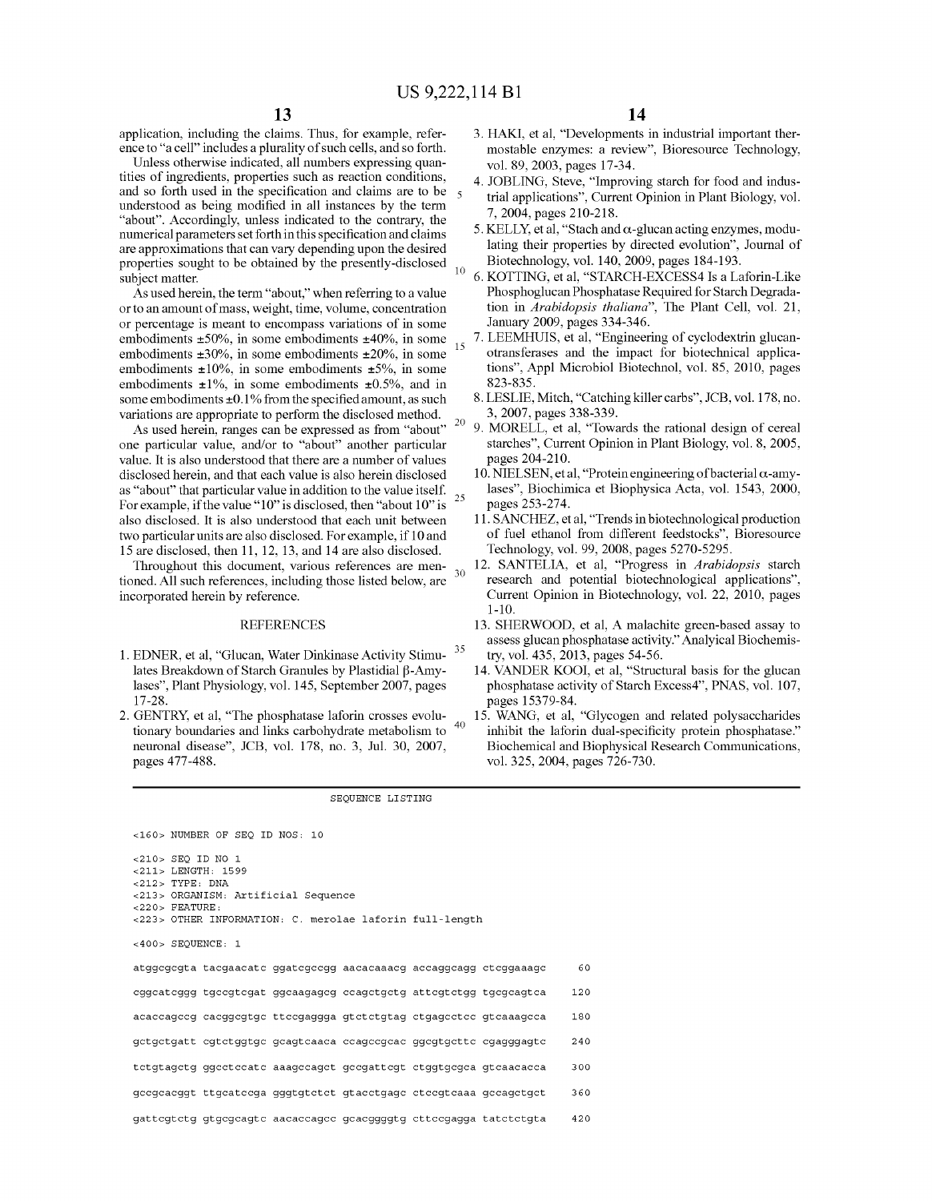application, including the claims. Thus, for example, reference to "a cell" includes a plurality of such cells, and so forth.

Unless otherwise indicated, all numbers expressing quantities of ingredients, properties such as reaction conditions, and so forth used in the specification and claims are to be understood as being modified in all instances by the term "about". Accordingly, unless indicated to the contrary, the numerical parameters set forth in this specification and claims are approximations that can vary depending upon the desired properties sought to be obtained by the presently-disclosed subject matter.

As used herein, the term "about," when referring to a value or to an amount of mass, weight, time, volume, concentration or percentage is meant to encompass variations of in some embodiments ±50%, in some embodiments ±40%, in some embodiments ±30%, in some embodiments ±20%, in some embodiments ±10%, in some embodiments ±5%, in some embodiments ±1%, in some embodiments ±0.5%, and in some embodiments ±0.1% from the specified amount, as such variations are appropriate to perform the disclosed method.

As used herein, ranges can be expressed as from "about" one particular value, and/or to "about" another particular value. It is also understood that there are a number of values disclosed herein, and that each value is also herein disclosed as "about" that particular value in addition to the value itself. For example, if the value "10" is disclosed, then "about 10" is also disclosed. It is also understood that each unit between two particular units are also disclosed. For example, if 10 and 15 are disclosed, then 11, 12, 13, and 14 are also disclosed.

Throughout this document, various references are mentioned. All such references, including those listed below, are incorporated herein by reference.

## REFERENCES

1. EDNER, et al, "Glucan, Water Dinkinase Activity Stimulates Breakdown of Starch Granules by Plastidial β-Amylases", Plant Physiology, vol. 145, September 2007, pages 17-28.
2. GENTRY, et al, "The phosphatase laforin crosses evolutionary boundaries and links carbohydrate metabolism to neuronal disease", JCB, vol. 178, no. 3, Jul. 30, 2007, pages 477-488.
3. HAKI, et al, "Developments in industrial important thermostable enzymes: a review", Bioresource Technology, vol. 89, 2003, pages 17-34.
4. JOBLING, Steve, "Improving starch for food and industrial applications", Current Opinion in Plant Biology, vol. 7, 2004, pages 210-218.
5. KELLY, et al, "Stach and α-glucan acting enzymes, modulating their properties by directed evolution", Journal of Biotechnology, vol. 140, 2009, pages 184-193.
6. KOTTING, et al, "STARCH-EXCESS4 Is a Laforin-Like Phosphoglucan Phosphatase Required for Starch Degradation in *Arabidopsis thaliana*", The Plant Cell, vol. 21, January 2009, pages 334-346.
7. LEEMHUIS, et al, "Engineering of cyclodextrin glucanotransferases and the impact for biotechnical applications", Appl Microbiol Biotechnol, vol. 85, 2010, pages 823-835.
8. LESLIE, Mitch, "Catching killer carbs", JCB, vol. 178, no. 3, 2007, pages 338-339.
9. MORELL, et al, "Towards the rational design of cereal starches", Current Opinion in Plant Biology, vol. 8, 2005, pages 204-210.
10. NIELSEN, et al, "Protein engineering of bacterial α-amylases", Biochimica et Biophysica Acta, vol. 1543, 2000, pages 253-274.
11. SANCHEZ, et al, "Trends in biotechnological production of fuel ethanol from different feedstocks", Bioresource Technology, vol. 99, 2008, pages 5270-5295.
12. SANTELIA, et al, "Progress in *Arabidopsis* starch research and potential biotechnological applications", Current Opinion in Biotechnology, vol. 22, 2010, pages 1-10.
13. SHERWOOD, et al, A malachite green-based assay to assess glucan phosphatase activity." Analytical Biochemistry, vol. 435, 2013, pages 54-56.
14. VANDER KOOI, et al, "Structural basis for the glucan phosphatase activity of Starch Excess4", PNAS, vol. 107, pages 15379-84.
15. WANG, et al, "Glycogen and related polysaccharides inhibit the laforin dual-specificity protein phosphatase." Biochemical and Biophysical Research Communications, vol. 325, 2004, pages 726-730.

## SEQUENCE LISTING

```
<160> NUMBER OF SEQ ID NOS: 10

<210> SEQ ID NO 1
<211> LENGTH: 1599
<212> TYPE: DNA
<213> ORGANISM: Artificial Sequence
<220> FEATURE:
<223> OTHER INFORMATION: C. merolae laforin full-length

<400> SEQUENCE: 1

atggcgcgta tacgaacatc ggatcgccgg aacacaaacg accaggcagg ctcggaaagc      60

cggcatcggg tgccgtcgat ggcaagagcg ccagctgctg attcgtctgg tgcgcagtca     120

acaccagccg cacggcgtgc ttccgaggga gtctctgtag ctgagcctcc gtcaaagcca     180

gctgctgatt cgtctggtgc gcagtcaaca ccagccgcac ggcgtgcttc cgagggagtc     240

tctgtagctg ggcctccatc aaagccagct gccgattcgt ctggtgcgca gtcaacacca     300

gccgcacggt ttgcatccga gggtgtctct gtacctgagc ctccgtcaaa gccagctgct     360

gattcgtctg gtgcgcagtc aacaccagcc gcacggggtg cttccgagga tatctctgta     420
```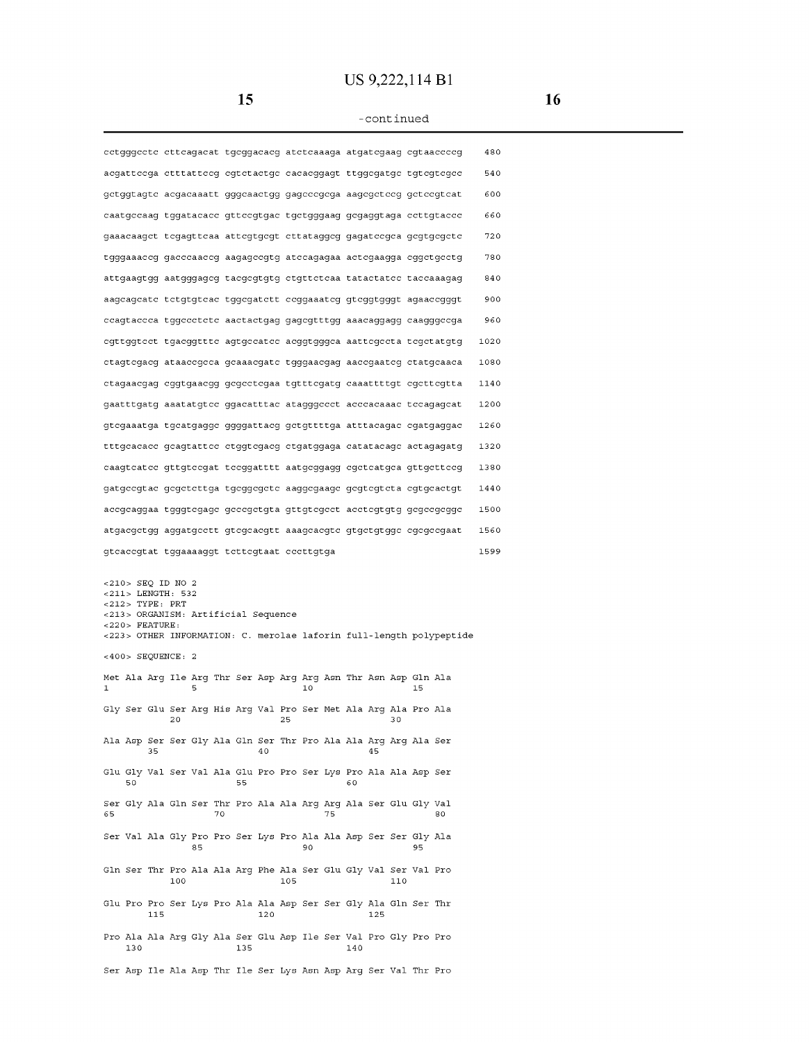-continued

```
cctgggcctc cttcagacat tgcggacacg atctcaaaga atgatcgaag cgtaaccccg    480

acgattccga ctttattccg cgtctactgc cacacggagt ttggcgatgc tgtcgtcgcc    540

gctggtagtc acgacaaatt gggcaactgg gagcccgcga aagcgctccg gctccgtcat    600

caatgccaag tggatacacc gttccgtgac tgctgggaag gcgaggtaga ccttgtaccc    660

gaaacaagct tcgagttcaa attcgtgcgt cttataggcg gagatccgca gcgtgcgctc    720

tgggaaaccg gacccaaccg aagagccgtg atccagagaa actcgaagga cggctgcctg    780

attgaagtgg aatgggagcg tacgcgtgtg ctgttctcaa tatactatcc taccaaagag    840

aagcagcatc tctgtgtcac tggcgatctt ccggaaatcg gtcggtgggt agaaccgggt    900

ccagtaccca tggccctctc aactactgag gagcgtttgg aaacaggagg caagggccga    960

cgttggtcct tgacggtttc agtgccatcc acggtgggca aattcgccta tcgctatgtg   1020

ctagtcgacg ataaccgcca gcaaacgatc tgggaacgag aaccgaatcg ctatgcaaca   1080

ctagaacgag cggtgaacgg gcgcctcgaa tgtttcgatg caaattttgt cgcttcgtta   1140

gaatttgatg aaatatgtcc ggacatttac atagggccct acccacaaac tccagagcat   1200

gtcgaaatga tgcatgaggc ggggattacg gctgttttga atttacagac cgatgaggac   1260

tttgcacacc gcagtattcc ctggtcgacg ctgatggaga catatacagc actagagatg   1320

caagtcatcc gttgtccgat tccggatttt aatgcggagg cgctcatgca gttgcttccg   1380

gatgccgtac gcgctcttga tgcggcgctc aaggcgaagc gcgtcgtcta cgtgcactgt   1440

accgcaggaa tgggtcgagc gcccgctgta gttgtcgcct acctcgtgtg gcgccgcggc   1500

atgacgctgg aggatgcctt gtcgcacgtt aaagcacgtc gtgctgtggc cgcgccgaat   1560

gtcaccgtat tggaaaaggt tcttcgtaat cccttgtga                           1599
```

```
<210> SEQ ID NO 2
<211> LENGTH: 532
<212> TYPE: PRT
<213> ORGANISM: Artificial Sequence
<220> FEATURE:
<223> OTHER INFORMATION: C. merolae laforin full-length polypeptide

<400> SEQUENCE: 2

Met Ala Arg Ile Arg Thr Ser Asp Arg Arg Asn Thr Asn Asp Gln Ala
1               5                   10                  15

Gly Ser Glu Ser Arg His Arg Val Pro Ser Met Ala Arg Ala Pro Ala
            20                  25                  30

Ala Asp Ser Ser Gly Ala Gln Ser Thr Pro Ala Ala Arg Arg Ala Ser
        35                  40                  45

Glu Gly Val Ser Val Ala Glu Pro Pro Ser Lys Pro Ala Ala Asp Ser
    50                  55                  60

Ser Gly Ala Gln Ser Thr Pro Ala Ala Arg Arg Ala Ser Glu Gly Val
65                  70                  75                  80

Ser Val Ala Gly Pro Pro Ser Lys Pro Ala Ala Asp Ser Ser Gly Ala
                85                  90                  95

Gln Ser Thr Pro Ala Ala Arg Phe Ala Ser Glu Gly Val Ser Val Pro
            100                 105                 110

Glu Pro Pro Ser Lys Pro Ala Ala Asp Ser Ser Gly Ala Gln Ser Thr
        115                 120                 125

Pro Ala Ala Arg Gly Ala Ser Glu Asp Ile Ser Val Pro Gly Pro Pro
    130                 135                 140

Ser Asp Ile Ala Asp Thr Ile Ser Lys Asn Asp Arg Ser Val Thr Pro
```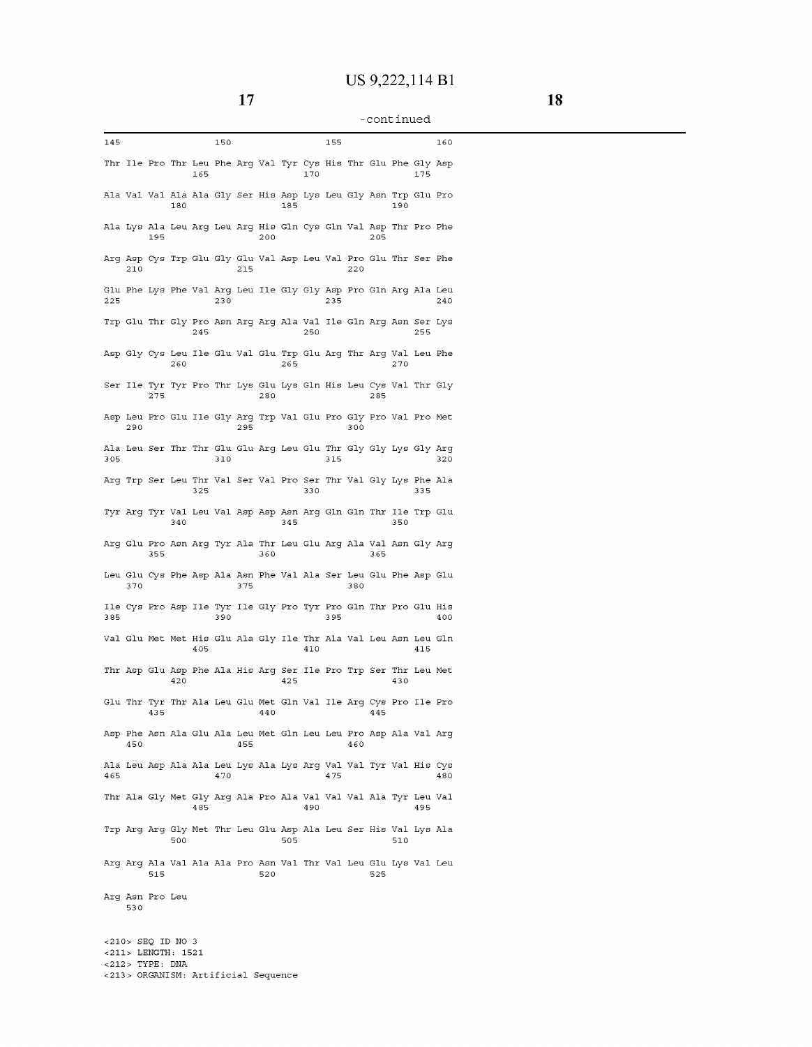-continued

```
145                 150                 155                 160

Thr Ile Pro Thr Leu Phe Arg Val Tyr Cys His Thr Glu Phe Gly Asp
                165                 170                 175

Ala Val Val Ala Ala Gly Ser His Asp Lys Leu Gly Asn Trp Glu Pro
            180                 185                 190

Ala Lys Ala Leu Arg Leu Arg His Gln Cys Gln Val Asp Thr Pro Phe
        195                 200                 205

Arg Asp Cys Trp Glu Gly Glu Val Asp Leu Val Pro Glu Thr Ser Phe
    210                 215                 220

Glu Phe Lys Phe Val Arg Leu Ile Gly Gly Asp Pro Gln Arg Ala Leu
225                 230                 235                 240

Trp Glu Thr Gly Pro Asn Arg Arg Ala Val Ile Gln Arg Asn Ser Lys
                245                 250                 255

Asp Gly Cys Leu Ile Glu Val Glu Trp Glu Arg Thr Arg Val Leu Phe
            260                 265                 270

Ser Ile Tyr Tyr Pro Thr Lys Glu Lys Gln His Leu Cys Val Thr Gly
        275                 280                 285

Asp Leu Pro Glu Ile Gly Arg Trp Val Glu Pro Gly Pro Val Pro Met
    290                 295                 300

Ala Leu Ser Thr Thr Glu Glu Arg Leu Glu Thr Gly Gly Lys Gly Arg
305                 310                 315                 320

Arg Trp Ser Leu Thr Val Ser Val Pro Ser Thr Val Gly Lys Phe Ala
                325                 330                 335

Tyr Arg Tyr Val Leu Val Asp Asp Asn Arg Gln Gln Thr Ile Trp Glu
            340                 345                 350

Arg Glu Pro Asn Arg Tyr Ala Thr Leu Glu Arg Ala Val Asn Gly Arg
        355                 360                 365

Leu Glu Cys Phe Asp Ala Asn Phe Val Ala Ser Leu Glu Phe Asp Glu
    370                 375                 380

Ile Cys Pro Asp Ile Tyr Ile Gly Pro Tyr Pro Gln Thr Pro Glu His
385                 390                 395                 400

Val Glu Met Met His Glu Ala Gly Ile Thr Ala Val Leu Asn Leu Gln
                405                 410                 415

Thr Asp Glu Asp Phe Ala His Arg Ser Ile Pro Trp Ser Thr Leu Met
            420                 425                 430

Glu Thr Tyr Thr Ala Leu Glu Met Gln Val Ile Arg Cys Pro Ile Pro
        435                 440                 445

Asp Phe Asn Ala Glu Ala Leu Met Gln Leu Leu Pro Asp Ala Val Arg
    450                 455                 460

Ala Leu Asp Ala Ala Leu Lys Ala Lys Arg Val Val Tyr Val His Cys
465                 470                 475                 480

Thr Ala Gly Met Gly Arg Ala Pro Ala Val Val Val Ala Tyr Leu Val
                485                 490                 495

Trp Arg Arg Gly Met Thr Leu Glu Asp Ala Leu Ser His Val Lys Ala
            500                 505                 510

Arg Arg Ala Val Ala Ala Pro Asn Val Thr Val Leu Glu Lys Val Leu
        515                 520                 525

Arg Asn Pro Leu
    530


<210> SEQ ID NO 3
<211> LENGTH: 1521
<212> TYPE: DNA
<213> ORGANISM: Artificial Sequence
```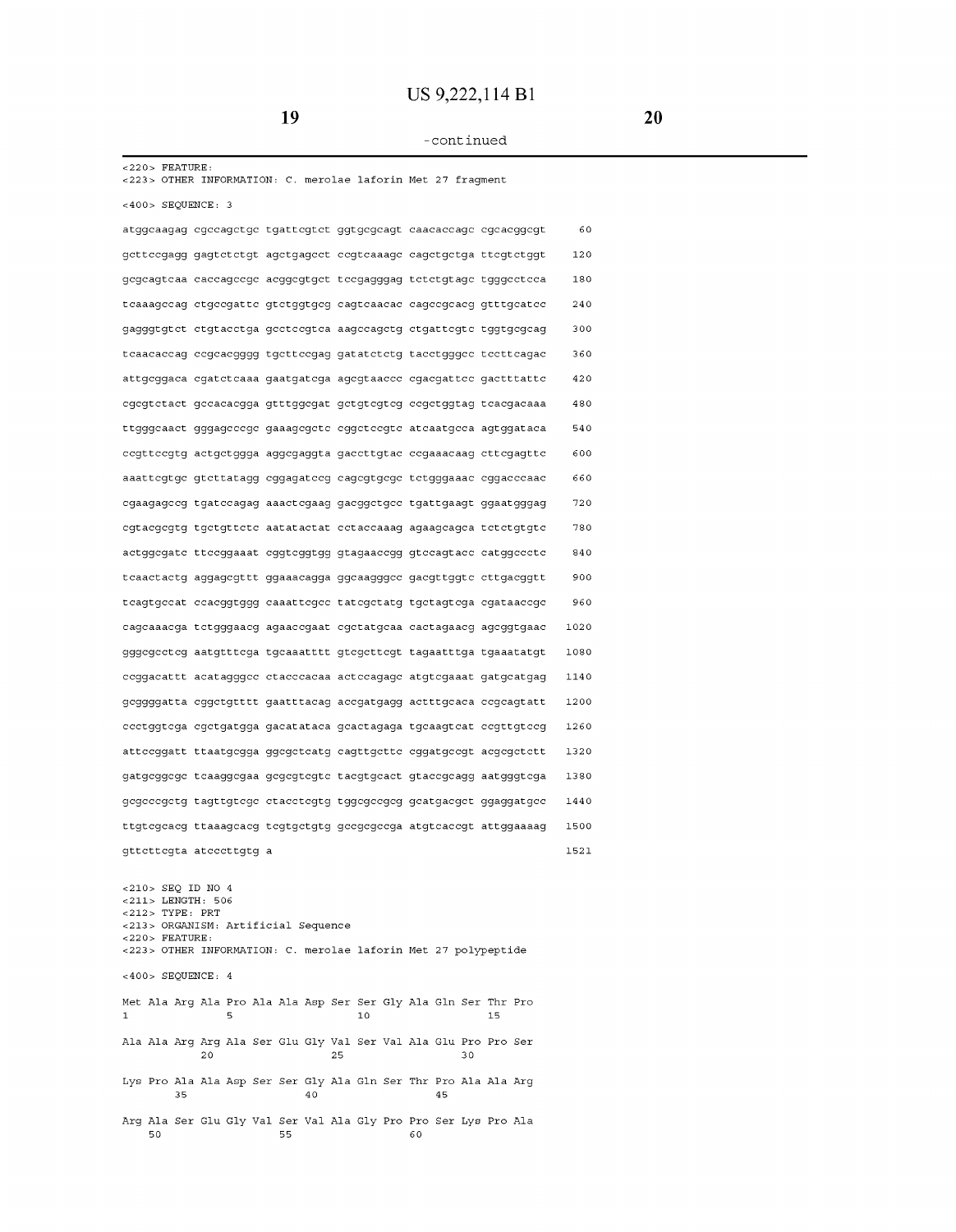-continued

```
<220> FEATURE:
<223> OTHER INFORMATION: C. merolae laforin Met 27 fragment

<400> SEQUENCE: 3

atggcaagag cgccagctgc tgattcgtct ggtgcgcagt caacaccagc cgcacggcgt      60

gcttccgagg gagtctctgt agctgagcct ccgtcaaagc cagctgctga ttcgtctggt     120

gcgcagtcaa caccagccgc acggcgtgct tccgagggag tctctgtagc tgggcctcca     180

tcaaagccag ctgccgattc gtctggtgcg cagtcaacac cagccgcacg gtttgcatcc     240

gagggtgtct ctgtacctga gcctccgtca aagccagctg ctgattcgtc tggtgcgcag     300

tcaacaccag ccgcacgggg tgcttccgag gatatctctg tacctgggcc tccttcagac     360

attgcggaca cgatctcaaa gaatgatcga agcgtaaccc cgacgattcc gactttattc     420

cgcgtctact gccacacgga gtttggcgat gctgtcgtcg ccgctggtag tcacgacaaa     480

ttgggcaact gggagcccgc gaaagcgctc cggctccgtc atcaatgcca agtggataca     540

ccgttccgtg actgctggga aggcgaggta gaccttgtac ccgaaacaag cttcgagttc     600

aaattcgtgc gtcttatagg cggagatccg cagcgtgcgc tctgggaaac cggacccaac     660

cgaagagccg tgatccagag aaactcgaag gacggctgcc tgattgaagt ggaatgggag     720

cgtacgcgtg tgctgttctc aatatactat cctaccaaag agaagcagca tctctgtgtc     780

actggcgatc ttccggaaat cggtcggtgg gtagaaccgg gtccagtacc catggccctc     840

tcaactactg aggagcgttt ggaaacagga ggcaagggcc gacgttggtc cttgacggtt     900

tcagtgccat ccacggtggg caaattcgcc tatcgctatg tgctagtcga cgataaccgc     960

cagcaaacga tctgggaacg agaaccgaat cgctatgcaa cactagaacg agcggtgaac    1020

gggcgcctcg aatgtttcga tgcaaatttt gtcgcttcgt tagaatttga tgaaatatgt    1080

ccggacattt acataggccc ctacccacaa actccagagc atgtcgaaat gatgcatgag    1140

gcggggatta cggctgtttt gaatttacag accgatgagg actttgcaca ccgcagtatt    1200

ccctggtcga cgctgatgga gacatataca gcactagaga tgcaagtcat ccgttgtccg    1260

attccggatt ttaatgcgga ggcgctcatg cagttgcttc cggatgccgt acgcgctctt    1320

gatgcggcgc tcaaggcgaa gcgcgtcgtc tacgtgcact gtaccgcagg aatgggtcga    1380

gcgcccgctg tagttgtcgc ctacctcgtg tggcgccgcg gcatgacgct ggaggatgcc    1440

ttgtcgcacg ttaaagcacg tcgtgctgtg gccgcgccga atgtcaccgt attggaaaag    1500

gttcttcgta atcccttgtg a                                              1521


<210> SEQ ID NO 4
<211> LENGTH: 506
<212> TYPE: PRT
<213> ORGANISM: Artificial Sequence
<220> FEATURE:
<223> OTHER INFORMATION: C. merolae laforin Met 27 polypeptide

<400> SEQUENCE: 4

Met Ala Arg Ala Pro Ala Ala Asp Ser Ser Gly Ala Gln Ser Thr Pro
1               5                   10                  15

Ala Ala Arg Arg Ala Ser Glu Gly Val Ser Val Ala Glu Pro Pro Ser
            20                  25                  30

Lys Pro Ala Ala Asp Ser Ser Gly Ala Gln Ser Thr Pro Ala Ala Arg
        35                  40                  45

Arg Ala Ser Glu Gly Val Ser Val Ala Gly Pro Pro Ser Lys Pro Ala
    50                  55                  60
```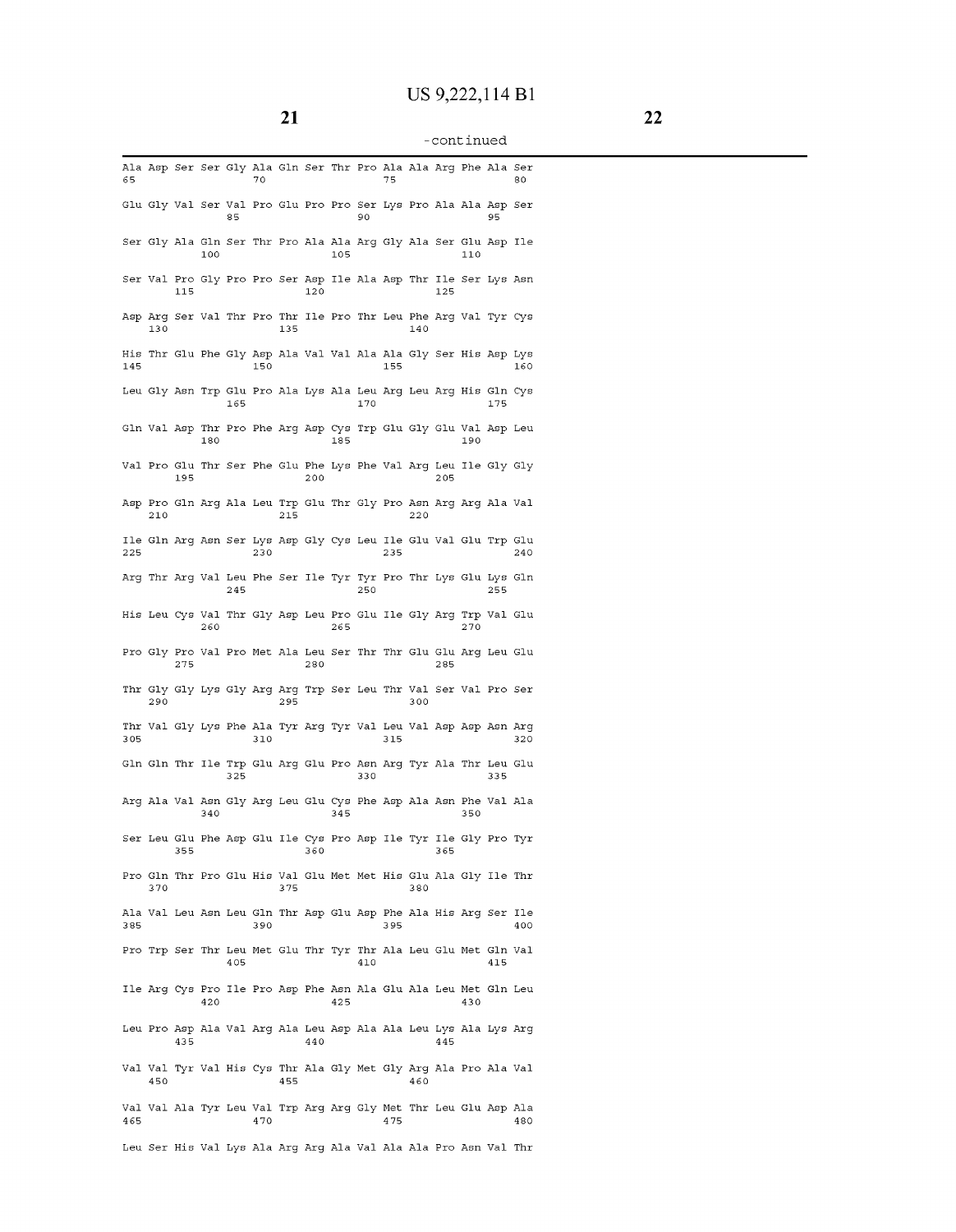-continued

```
Ala Asp Ser Ser Gly Ala Gln Ser Thr Pro Ala Ala Arg Phe Ala Ser
65                  70                  75                  80

Glu Gly Val Ser Val Pro Glu Pro Pro Ser Lys Pro Ala Ala Asp Ser
                85                  90                  95

Ser Gly Ala Gln Ser Thr Pro Ala Ala Arg Gly Ala Ser Glu Asp Ile
            100                 105                 110

Ser Val Pro Gly Pro Pro Ser Asp Ile Ala Asp Thr Ile Ser Lys Asn
        115                 120                 125

Asp Arg Ser Val Thr Pro Thr Ile Pro Thr Leu Phe Arg Val Tyr Cys
    130                 135                 140

His Thr Glu Phe Gly Asp Ala Val Val Ala Ala Gly Ser His Asp Lys
145                 150                 155                 160

Leu Gly Asn Trp Glu Pro Ala Lys Ala Leu Arg Leu Arg His Gln Cys
                165                 170                 175

Gln Val Asp Thr Pro Phe Arg Asp Cys Trp Glu Gly Glu Val Asp Leu
            180                 185                 190

Val Pro Glu Thr Ser Phe Glu Phe Lys Phe Val Arg Leu Ile Gly Gly
        195                 200                 205

Asp Pro Gln Arg Ala Leu Trp Glu Thr Gly Pro Asn Arg Arg Ala Val
    210                 215                 220

Ile Gln Arg Asn Ser Lys Asp Gly Cys Leu Ile Glu Val Glu Trp Glu
225                 230                 235                 240

Arg Thr Arg Val Leu Phe Ser Ile Tyr Tyr Pro Thr Lys Glu Lys Gln
                245                 250                 255

His Leu Cys Val Thr Gly Asp Leu Pro Glu Ile Gly Arg Trp Val Glu
            260                 265                 270

Pro Gly Pro Val Pro Met Ala Leu Ser Thr Thr Glu Glu Arg Leu Glu
        275                 280                 285

Thr Gly Gly Lys Gly Arg Arg Trp Ser Leu Thr Val Ser Val Pro Ser
    290                 295                 300

Thr Val Gly Lys Phe Ala Tyr Arg Tyr Val Leu Val Asp Asp Asn Arg
305                 310                 315                 320

Gln Gln Thr Ile Trp Glu Arg Glu Pro Asn Arg Tyr Ala Thr Leu Glu
                325                 330                 335

Arg Ala Val Asn Gly Arg Leu Glu Cys Phe Asp Ala Asn Phe Val Ala
            340                 345                 350

Ser Leu Glu Phe Asp Glu Ile Cys Pro Asp Ile Tyr Ile Gly Pro Tyr
        355                 360                 365

Pro Gln Thr Pro Glu His Val Glu Met Met His Glu Ala Gly Ile Thr
    370                 375                 380

Ala Val Leu Asn Leu Gln Thr Asp Glu Asp Phe Ala His Arg Ser Ile
385                 390                 395                 400

Pro Trp Ser Thr Leu Met Glu Thr Tyr Thr Ala Leu Glu Met Gln Val
                405                 410                 415

Ile Arg Cys Pro Ile Pro Asp Phe Asn Ala Glu Ala Leu Met Gln Leu
            420                 425                 430

Leu Pro Asp Ala Val Arg Ala Leu Asp Ala Ala Leu Lys Ala Lys Arg
        435                 440                 445

Val Val Tyr Val His Cys Thr Ala Gly Met Gly Arg Ala Pro Ala Val
    450                 455                 460

Val Val Ala Tyr Leu Val Trp Arg Arg Gly Met Thr Leu Glu Asp Ala
465                 470                 475                 480

Leu Ser His Val Lys Ala Arg Arg Ala Val Ala Ala Pro Asn Val Thr
```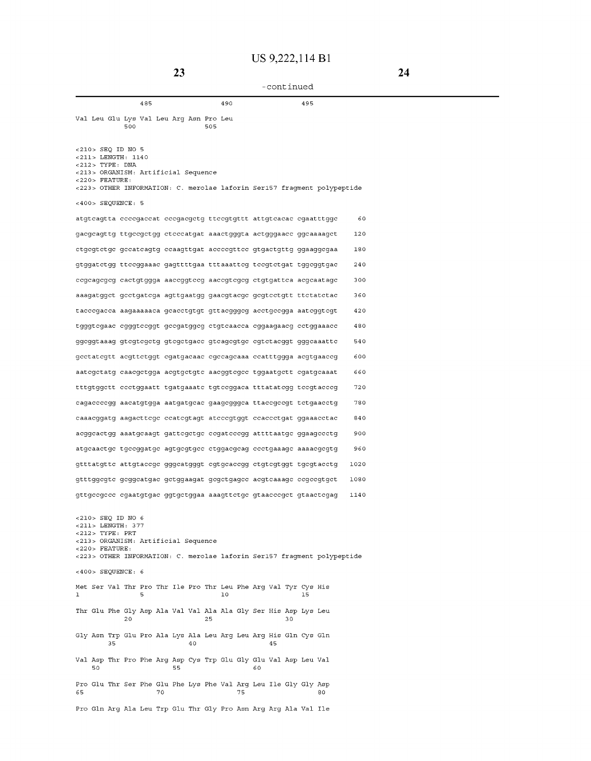-continued

```
            485                 490                 495

Val Leu Glu Lys Val Leu Arg Asn Pro Leu
            500                 505


<210> SEQ ID NO 5
<211> LENGTH: 1140
<212> TYPE: DNA
<213> ORGANISM: Artificial Sequence
<220> FEATURE:
<223> OTHER INFORMATION: C. merolae laforin Ser157 fragment polypeptide

<400> SEQUENCE: 5

atgtcagtta ccccgaccat cccgacgctg ttccgtgttt attgtcacac cgaatttggc      60

gacgcagttg ttgccgctgg ctcccatgat aaactgggta actgggaacc ggcaaaagct     120

ctgcgtctgc gccatcagtg ccaagttgat accccgttcc gtgactgttg ggaaggcgaa     180

gtggatctgg ttccggaaac gagttttgaa tttaaattcg tccgtctgat tggcggtgac     240

ccgcagcgcg cactgtggga aaccggtccg aaccgtcgcg ctgtgattca acgcaatagc     300

aaagatggct gcctgatcga agttgaatgg gaacgtacgc gcgtcctgtt ttctatctac     360

tacccgacca aagaaaaaca gcacctgtgt gttacgggcg acctgccgga aatcggtcgt     420

tgggtcgaac cgggtccggt gccgatggcg ctgtcaacca cggaagaacg cctggaaacc     480

ggcggtaaag gtcgtcgctg gtcgctgacc gtcagcgtgc cgtctacggt gggcaaattc     540

gcctatcgtt acgttctggt cgatgacaac cgccagcaaa ccatttggga acgtgaaccg     600

aatcgctatg caacgctgga acgtgctgtc aacggtcgcc tggaatgctt cgatgcaaat     660

tttgtggctt ccctggaatt tgatgaaatc tgtccggaca tttatatcgg tccgtacccg     720

cagaccccgg aacatgtgga aatgatgcac gaagcgggca ttaccgccgt tctgaacctg     780

caaacggatg aagacttcgc ccatcgtagt atcccgtggt ccaccctgat ggaaacctac     840

acggcactgg aaatgcaagt gattcgctgc ccgatcccgg attttaatgc ggaagccctg     900

atgcaactgc tgccggatgc agtgcgtgcc ctggacgcag ccctgaaagc aaaacgcgtg     960

gtttatgttc attgtaccgc gggcatgggt cgtgcaccgg ctgtcgtggt tgcgtacctg    1020

gtttggcgtc gcggcatgac gctggaagat gcgctgagcc acgtcaaagc ccgccgtgct    1080

gttgccgccc cgaatgtgac ggtgctggaa aaagttctgc gtaacccgct gtaactcgag    1140


<210> SEQ ID NO 6
<211> LENGTH: 377
<212> TYPE: PRT
<213> ORGANISM: Artificial Sequence
<220> FEATURE:
<223> OTHER INFORMATION: C. merolae laforin Ser157 fragment polypeptide

<400> SEQUENCE: 6

Met Ser Val Thr Pro Thr Ile Pro Thr Leu Phe Arg Val Tyr Cys His
1               5                   10                  15

Thr Glu Phe Gly Asp Ala Val Val Ala Ala Gly Ser His Asp Lys Leu
            20                  25                  30

Gly Asn Trp Glu Pro Ala Lys Ala Leu Arg Leu Arg His Gln Cys Gln
        35                  40                  45

Val Asp Thr Pro Phe Arg Asp Cys Trp Glu Gly Glu Val Asp Leu Val
    50                  55                  60

Pro Glu Thr Ser Phe Glu Phe Lys Phe Val Arg Leu Ile Gly Gly Asp
65                  70                  75                  80

Pro Gln Arg Ala Leu Trp Glu Thr Gly Pro Asn Arg Arg Ala Val Ile
```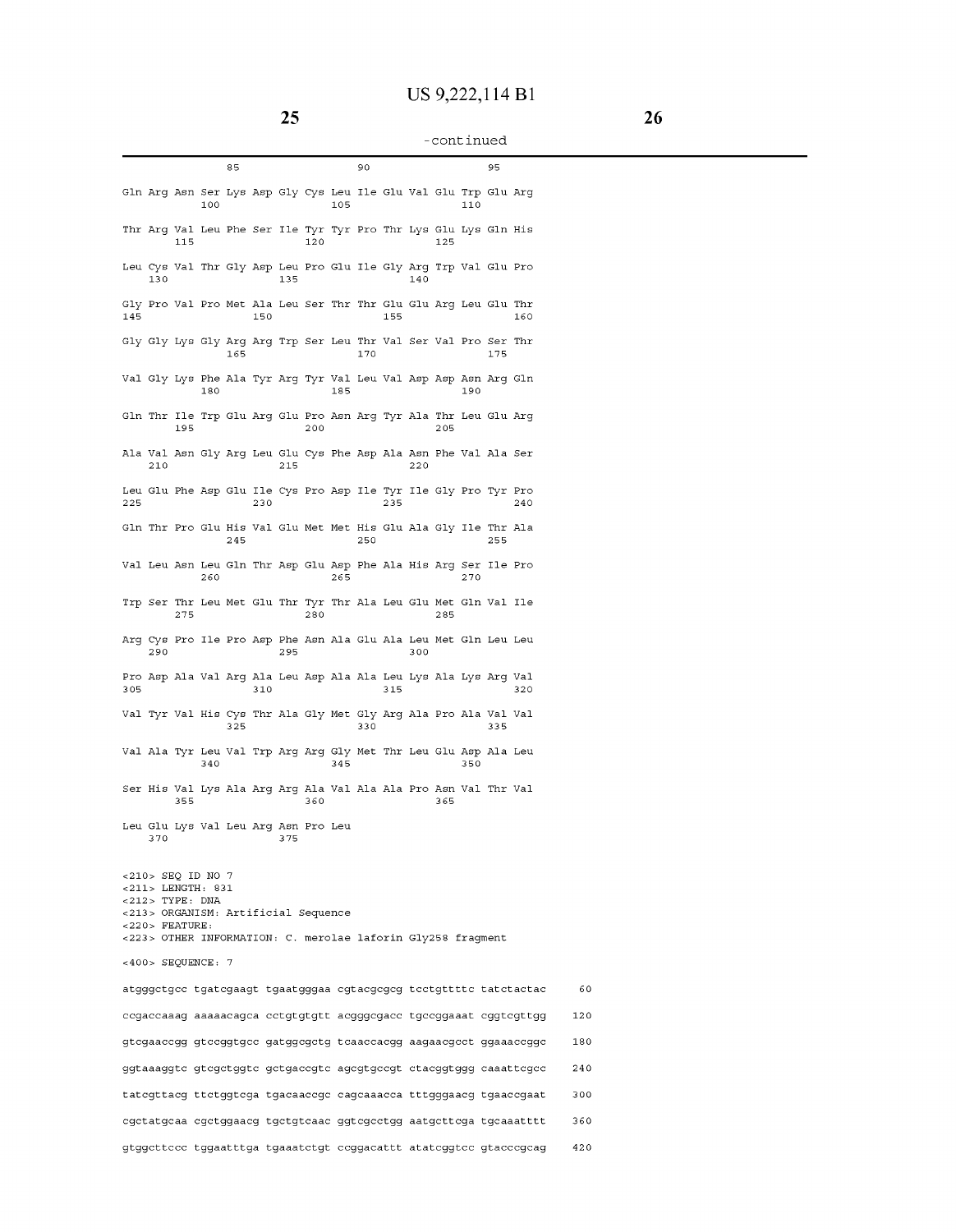-continued

```
                85                  90                  95

Gln Arg Asn Ser Lys Asp Gly Cys Leu Ile Glu Val Glu Trp Glu Arg
            100                 105                 110

Thr Arg Val Leu Phe Ser Ile Tyr Tyr Pro Thr Lys Glu Lys Gln His
        115                 120                 125

Leu Cys Val Thr Gly Asp Leu Pro Glu Ile Gly Arg Trp Val Glu Pro
    130                 135                 140

Gly Pro Val Pro Met Ala Leu Ser Thr Thr Glu Glu Arg Leu Glu Thr
145                 150                 155                 160

Gly Gly Lys Gly Arg Arg Trp Ser Leu Thr Val Ser Val Pro Ser Thr
                165                 170                 175

Val Gly Lys Phe Ala Tyr Arg Tyr Val Leu Val Asp Asp Asn Arg Gln
            180                 185                 190

Gln Thr Ile Trp Glu Arg Glu Pro Asn Arg Tyr Ala Thr Leu Glu Arg
        195                 200                 205

Ala Val Asn Gly Arg Leu Glu Cys Phe Asp Ala Asn Phe Val Ala Ser
    210                 215                 220

Leu Glu Phe Asp Glu Ile Cys Pro Asp Ile Tyr Ile Gly Pro Tyr Pro
225                 230                 235                 240

Gln Thr Pro Glu His Val Glu Met Met His Glu Ala Gly Ile Thr Ala
                245                 250                 255

Val Leu Asn Leu Gln Thr Asp Glu Asp Phe Ala His Arg Ser Ile Pro
            260                 265                 270

Trp Ser Thr Leu Met Glu Thr Tyr Thr Ala Leu Glu Met Gln Val Ile
        275                 280                 285

Arg Cys Pro Ile Pro Asp Phe Asn Ala Glu Ala Leu Met Gln Leu Leu
    290                 295                 300

Pro Asp Ala Val Arg Ala Leu Asp Ala Ala Leu Lys Ala Lys Arg Val
305                 310                 315                 320

Val Tyr Val His Cys Thr Ala Gly Met Gly Arg Ala Pro Ala Val Val
                325                 330                 335

Val Ala Tyr Leu Val Trp Arg Arg Gly Met Thr Leu Glu Asp Ala Leu
            340                 345                 350

Ser His Val Lys Ala Arg Arg Ala Val Ala Ala Pro Asn Val Thr Val
        355                 360                 365

Leu Glu Lys Val Leu Arg Asn Pro Leu
    370                 375


<210> SEQ ID NO 7
<211> LENGTH: 831
<212> TYPE: DNA
<213> ORGANISM: Artificial Sequence
<220> FEATURE:
<223> OTHER INFORMATION: C. merolae laforin Gly258 fragment

<400> SEQUENCE: 7

atgggctgcc tgatcgaagt tgaatgggaa cgtacgcgcg tcctgttttc tatctactac      60

ccgaccaaag aaaaacagca cctgtgtgtt acgggcgacc tgccggaaat cggtcgttgg     120

gtcgaaccgg gtccggtgcc gatggcgctg tcaaccacgg aagaacgcct ggaaaccggc     180

ggtaaaggtc gtcgctggtc gctgaccgtc agcgtgccgt ctacggtggg caaattcgcc     240

tatcgttacg ttctggtcga tgacaaccgc cagcaaacca tttgggaacg tgaaccgaat     300

cgctatgcaa cgctggaacg tgctgtcaac ggtcgcctgg aatgcttcga tgcaaatttt     360

gtggcttccc tggaatttga tgaaatctgt ccggacattt atatcggtcc gtacccgcag     420
```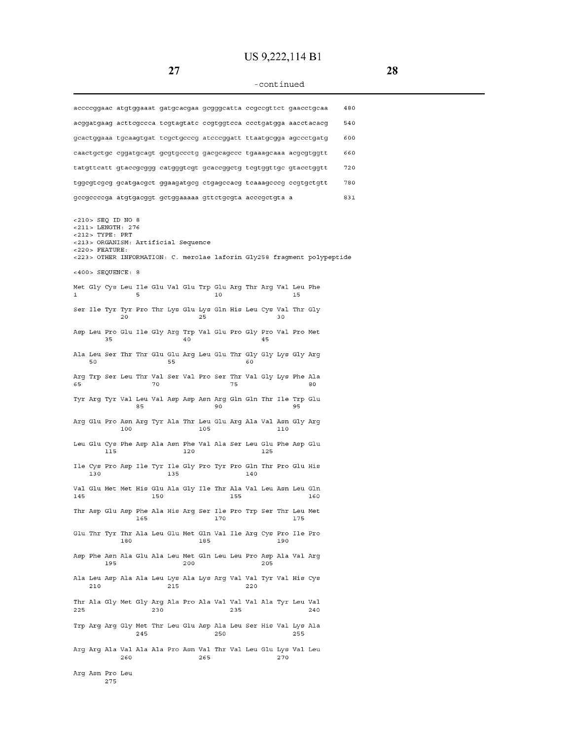-continued

```
accccggaac atgtggaaat gatgcacgaa gcgggcatta ccgccgttct gaacctgcaa    480

acggatgaag acttcgccca tcgtagtatc ccgtggtcca ccctgatgga aacctacacg    540

gcactggaaa tgcaagtgat tcgctgcccg atcccggatt ttaatgcgga agccctgatg    600

caactgctgc cggatgcagt gcgtgccctg gacgcagccc tgaaagcaaa acgcgtggtt    660

tatgttcatt gtaccgcggg catgggtcgt gcaccggctg tcgtggttgc gtacctggtt    720

tggcgtcgcg gcatgacgct ggaagatgcg ctgagccacg tcaaagcccg ccgtgctgtt    780

gccgccccga atgtgacggt gctggaaaaa gttctgcgta acccgctgta a             831
```

```
<210> SEQ ID NO 8
<211> LENGTH: 276
<212> TYPE: PRT
<213> ORGANISM: Artificial Sequence
<220> FEATURE:
<223> OTHER INFORMATION: C. merolae laforin Gly258 fragment polypeptide

<400> SEQUENCE: 8

Met Gly Cys Leu Ile Glu Val Glu Trp Glu Arg Thr Arg Val Leu Phe
1               5                   10                  15

Ser Ile Tyr Tyr Pro Thr Lys Glu Lys Gln His Leu Cys Val Thr Gly
            20                  25                  30

Asp Leu Pro Glu Ile Gly Arg Trp Val Glu Pro Gly Pro Val Pro Met
        35                  40                  45

Ala Leu Ser Thr Thr Glu Glu Arg Leu Glu Thr Gly Gly Lys Gly Arg
    50                  55                  60

Arg Trp Ser Leu Thr Val Ser Val Pro Ser Thr Val Gly Lys Phe Ala
65                  70                  75                  80

Tyr Arg Tyr Val Leu Val Asp Asp Asn Arg Gln Gln Thr Ile Trp Glu
                85                  90                  95

Arg Glu Pro Asn Arg Tyr Ala Thr Leu Glu Arg Ala Val Asn Gly Arg
            100                 105                 110

Leu Glu Cys Phe Asp Ala Asn Phe Val Ala Ser Leu Glu Phe Asp Glu
        115                 120                 125

Ile Cys Pro Asp Ile Tyr Ile Gly Pro Tyr Pro Gln Thr Pro Glu His
    130                 135                 140

Val Glu Met Met His Glu Ala Gly Ile Thr Ala Val Leu Asn Leu Gln
145                 150                 155                 160

Thr Asp Glu Asp Phe Ala His Arg Ser Ile Pro Trp Ser Thr Leu Met
                165                 170                 175

Glu Thr Tyr Thr Ala Leu Glu Met Gln Val Ile Arg Cys Pro Ile Pro
            180                 185                 190

Asp Phe Asn Ala Glu Ala Leu Met Gln Leu Leu Pro Asp Ala Val Arg
        195                 200                 205

Ala Leu Asp Ala Ala Leu Lys Ala Lys Arg Val Val Tyr Val His Cys
    210                 215                 220

Thr Ala Gly Met Gly Arg Ala Pro Ala Val Val Val Ala Tyr Leu Val
225                 230                 235                 240

Trp Arg Arg Gly Met Thr Leu Glu Asp Ala Leu Ser His Val Lys Ala
                245                 250                 255

Arg Arg Ala Val Ala Ala Pro Asn Val Thr Val Leu Glu Lys Val Leu
            260                 265                 270

Arg Asn Pro Leu
        275
```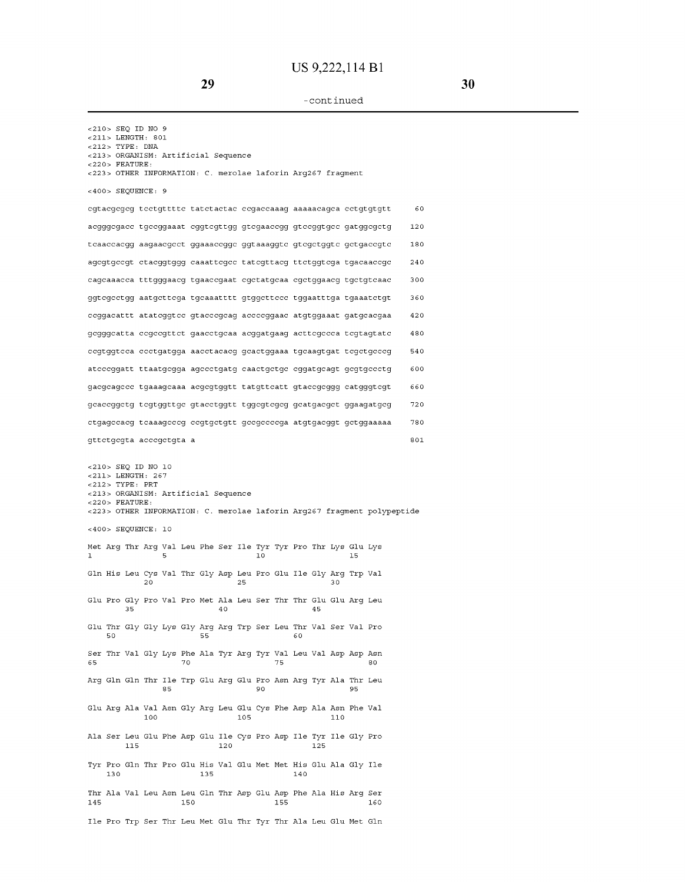-continued

```
<210> SEQ ID NO 9
<211> LENGTH: 801
<212> TYPE: DNA
<213> ORGANISM: Artificial Sequence
<220> FEATURE:
<223> OTHER INFORMATION: C. merolae laforin Arg267 fragment

<400> SEQUENCE: 9

cgtacgcgcg tcctgttttc tatctactac ccgaccaaag aaaaacagca cctgtgtgtt     60

acgggcgacc tgccggaaat cggtcgttgg gtcgaaccgg gtccggtgcc gatggcgctg    120

tcaaccacgg aagaacgcct ggaaaccggc ggtaaaggtc gtcgctggtc gctgaccgtc    180

agcgtgccgt ctacggtggg caaattcgcc tatcgttacg ttctggtcga tgacaaccgc    240

cagcaaacca tttgggaacg tgaaccgaat cgctatgcaa cgctggaacg tgctgtcaac    300

ggtcgcctgg aatgcttcga tgcaaatttt gtggcttccc tggaatttga tgaaatctgt    360

ccggacattt atatcggtcc gtacccgcag accccggaac atgtggaaat gatgcacgaa    420

gcgggcatta ccgccgttct gaacctgcaa acggatgaag acttcgccca tcgtagtatc    480

ccgtggtcca ccctgatgga aacctacacg gcactggaaa tgcaagtgat tcgctgcccg    540

atcccggatt ttaatgcgga agccctgatg caactgctgc cggatgcagt gcgtgccctg    600

gacgcagccc tgaaagcaaa acgcgtggtt tatgttcatt gtaccgcggg catgggtcgt    660

gcaccggctg tcgtggttgc gtacctggtt tggcgtcgcg gcatgacgct ggaagatgcg    720

ctgagccacg tcaaagcccg ccgtgctgtt gccgccccga atgtgacggt gctggaaaaa    780

gttctgcgta acccgctgta a                                                801


<210> SEQ ID NO 10
<211> LENGTH: 267
<212> TYPE: PRT
<213> ORGANISM: Artificial Sequence
<220> FEATURE:
<223> OTHER INFORMATION: C. merolae laforin Arg267 fragment polypeptide

<400> SEQUENCE: 10

Met Arg Thr Arg Val Leu Phe Ser Ile Tyr Tyr Pro Thr Lys Glu Lys
1               5                   10                  15

Gln His Leu Cys Val Thr Gly Asp Leu Pro Glu Ile Gly Arg Trp Val
            20                  25                  30

Glu Pro Gly Pro Val Pro Met Ala Leu Ser Thr Thr Glu Glu Arg Leu
        35                  40                  45

Glu Thr Gly Gly Lys Gly Arg Arg Trp Ser Leu Thr Val Ser Val Pro
    50                  55                  60

Ser Thr Val Gly Lys Phe Ala Tyr Arg Tyr Val Leu Val Asp Asp Asn
65                  70                  75                  80

Arg Gln Gln Thr Ile Trp Glu Arg Glu Pro Asn Arg Tyr Ala Thr Leu
                85                  90                  95

Glu Arg Ala Val Asn Gly Arg Leu Glu Cys Phe Asp Ala Asn Phe Val
            100                 105                 110

Ala Ser Leu Glu Phe Asp Glu Ile Cys Pro Asp Ile Tyr Ile Gly Pro
        115                 120                 125

Tyr Pro Gln Thr Pro Glu His Val Glu Met Met His Glu Ala Gly Ile
    130                 135                 140

Thr Ala Val Leu Asn Leu Gln Thr Asp Glu Asp Phe Ala His Arg Ser
145                 150                 155                 160

Ile Pro Trp Ser Thr Leu Met Glu Thr Tyr Thr Ala Leu Glu Met Gln
```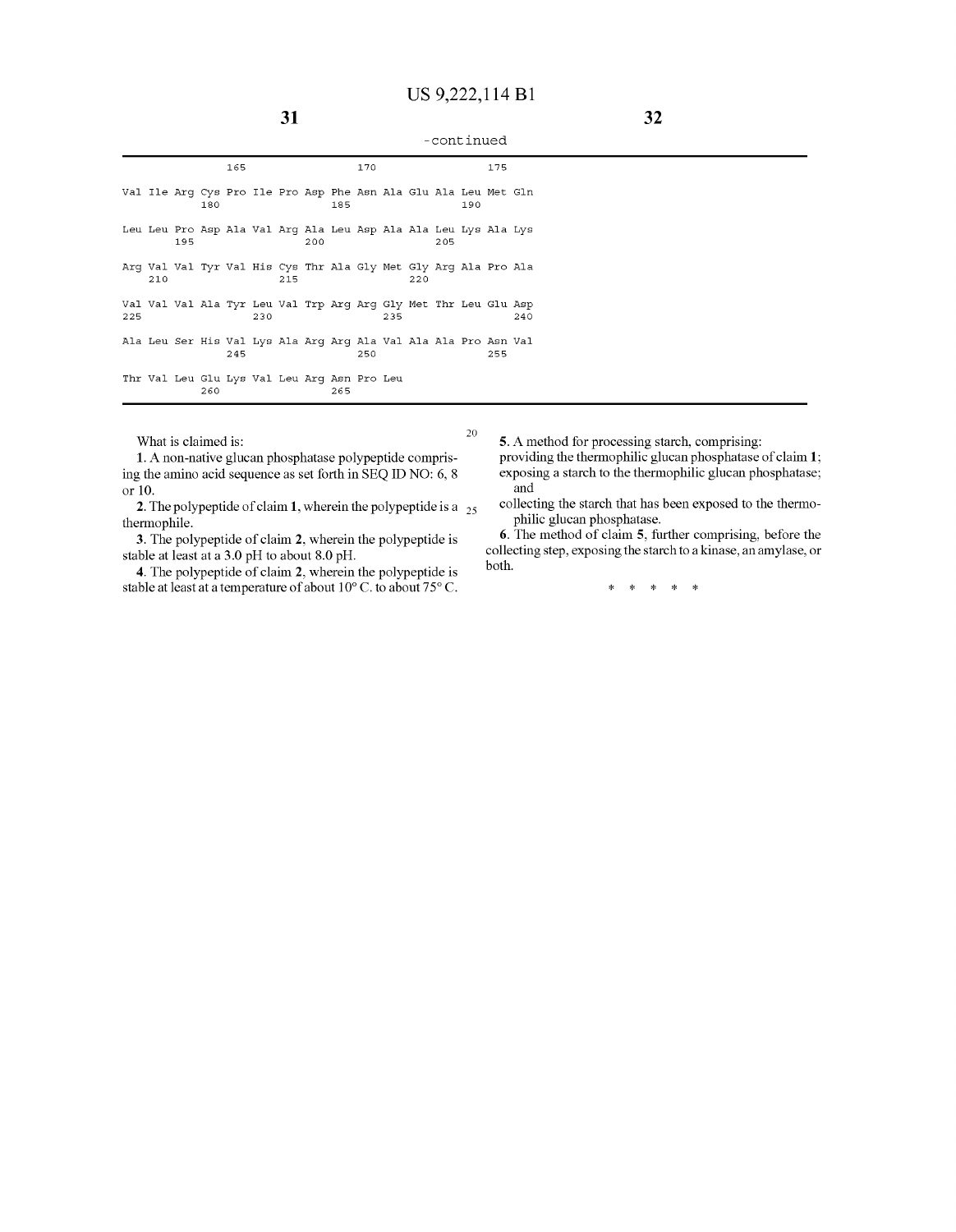-continued

```
            165                 170                 175

Val Ile Arg Cys Pro Ile Pro Asp Phe Asn Ala Glu Ala Leu Met Gln
            180                 185                 190

Leu Leu Pro Asp Ala Val Arg Ala Leu Asp Ala Ala Leu Lys Ala Lys
        195                 200                 205

Arg Val Val Tyr Val His Cys Thr Ala Gly Met Gly Arg Ala Pro Ala
    210                 215                 220

Val Val Val Ala Tyr Leu Val Trp Arg Arg Gly Met Thr Leu Glu Asp
225                 230                 235                 240

Ala Leu Ser His Val Lys Ala Arg Arg Ala Val Ala Ala Pro Asn Val
            245                 250                 255

Thr Val Leu Glu Lys Val Leu Arg Asn Pro Leu
            260                 265
```

What is claimed is:

1. A non-native glucan phosphatase polypeptide comprising the amino acid sequence as set forth in SEQ ID NO: 6, 8 or 10.

2. The polypeptide of claim 1, wherein the polypeptide is a thermophile.

3. The polypeptide of claim 2, wherein the polypeptide is stable at least at a 3.0 pH to about 8.0 pH.

4. The polypeptide of claim 2, wherein the polypeptide is stable at least at a temperature of about 10° C. to about 75° C.

5. A method for processing starch, comprising:
providing the thermophilic glucan phosphatase of claim 1;
exposing a starch to the thermophilic glucan phosphatase; and
collecting the starch that has been exposed to the thermophilic glucan phosphatase.

6. The method of claim 5, further comprising, before the collecting step, exposing the starch to a kinase, an amylase, or both.

* * * * *